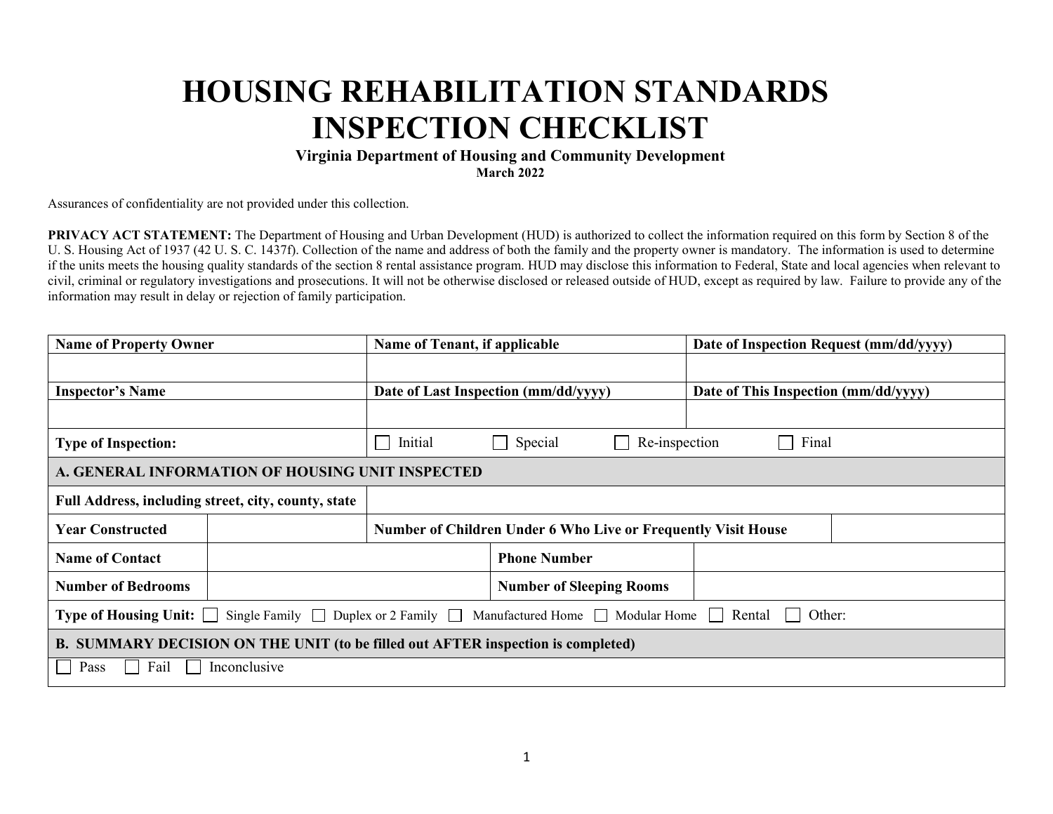# HOUSING REHABILITATION STANDARDS INSPECTION CHECKLIST

**Virginia Department of Housing and Community Development**
**March 2022**

Assurances of confidentiality are not provided under this collection.

**PRIVACY ACT STATEMENT:** The Department of Housing and Urban Development (HUD) is authorized to collect the information required on this form by Section 8 of the U. S. Housing Act of 1937 (42 U. S. C. 1437f). Collection of the name and address of both the family and the property owner is mandatory. The information is used to determine if the units meets the housing quality standards of the section 8 rental assistance program. HUD may disclose this information to Federal, State and local agencies when relevant to civil, criminal or regulatory investigations and prosecutions. It will not be otherwise disclosed or released outside of HUD, except as required by law. Failure to provide any of the information may result in delay or rejection of family participation.

| **Name of Property Owner** | **Name of Tenant, if applicable** | **Date of Inspection Request (mm/dd/yyyy)** |
|---|---|---|
| | | |
| **Inspector's Name** | **Date of Last Inspection (mm/dd/yyyy)** | **Date of This Inspection (mm/dd/yyyy)** |
| | | |
| **Type of Inspection:** | ☐ Initial ☐ Special ☐ Re-inspection ☐ Final | |

| **A. GENERAL INFORMATION OF HOUSING UNIT INSPECTED** | | | |
|---|---|---|---|
| **Full Address, including street, city, county, state** | | | |
| **Year Constructed** | | **Number of Children Under 6 Who Live or Frequently Visit House** | |
| **Name of Contact** | | **Phone Number** | |
| **Number of Bedrooms** | | **Number of Sleeping Rooms** | |
| **Type of Housing Unit:** ☐ Single Family ☐ Duplex or 2 Family ☐ Manufactured Home ☐ Modular Home ☐ Rental ☐ Other: | | | |

| **B. SUMMARY DECISION ON THE UNIT (to be filled out AFTER inspection is completed)** |
|---|
| ☐ Pass ☐ Fail ☐ Inconclusive |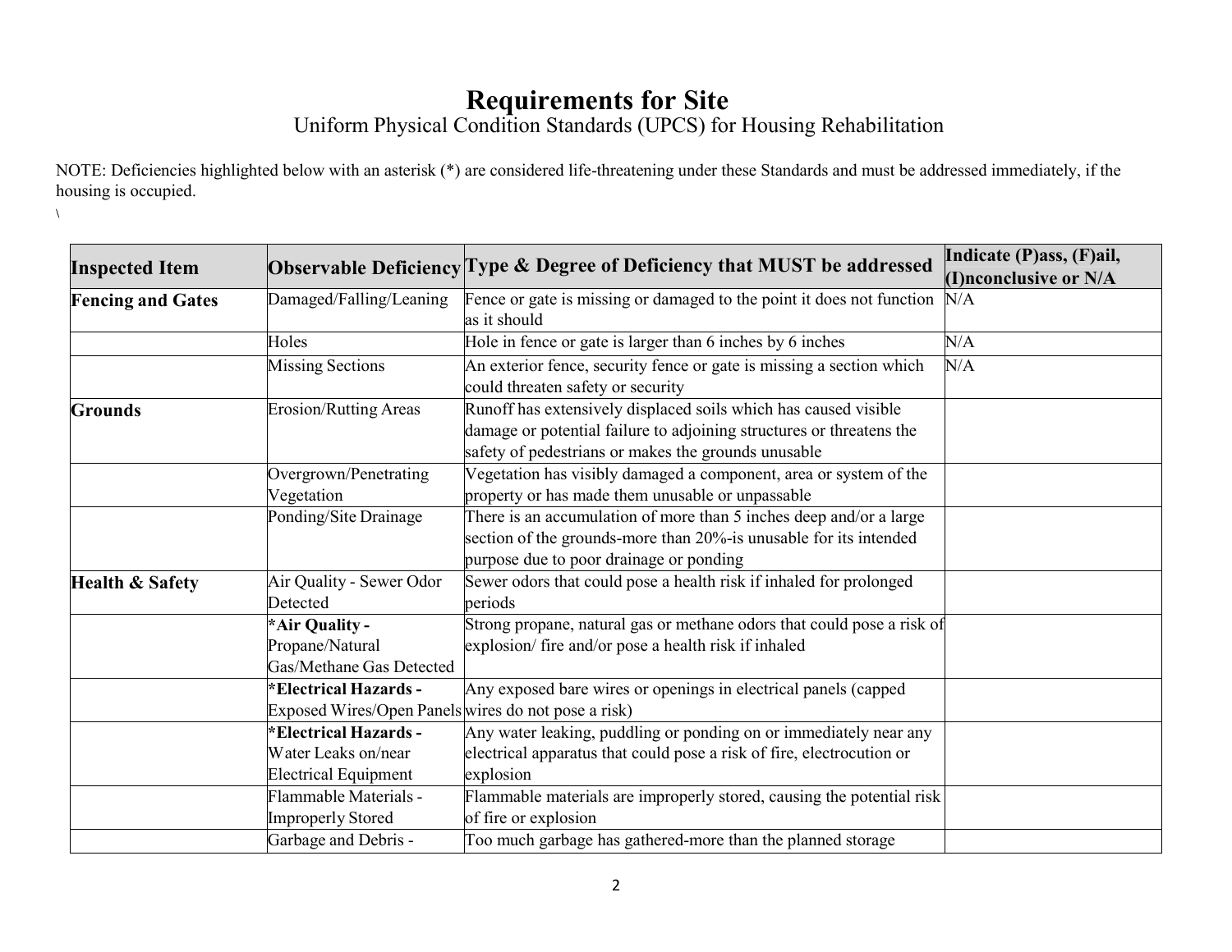# Requirements for Site

Uniform Physical Condition Standards (UPCS) for Housing Rehabilitation

NOTE: Deficiencies highlighted below with an asterisk (*) are considered life-threatening under these Standards and must be addressed immediately, if the housing is occupied.

\

| Inspected Item | Observable Deficiency | Type & Degree of Deficiency that MUST be addressed | Indicate (P)ass, (F)ail, (I)nconclusive or N/A |
|---|---|---|---|
| **Fencing and Gates** | Damaged/Falling/Leaning | Fence or gate is missing or damaged to the point it does not function as it should | N/A |
| | Holes | Hole in fence or gate is larger than 6 inches by 6 inches | N/A |
| | Missing Sections | An exterior fence, security fence or gate is missing a section which could threaten safety or security | N/A |
| **Grounds** | Erosion/Rutting Areas | Runoff has extensively displaced soils which has caused visible damage or potential failure to adjoining structures or threatens the safety of pedestrians or makes the grounds unusable | |
| | Overgrown/Penetrating Vegetation | Vegetation has visibly damaged a component, area or system of the property or has made them unusable or unpassable | |
| | Ponding/Site Drainage | There is an accumulation of more than 5 inches deep and/or a large section of the grounds-more than 20%-is unusable for its intended purpose due to poor drainage or ponding | |
| **Health & Safety** | Air Quality - Sewer Odor Detected | Sewer odors that could pose a health risk if inhaled for prolonged periods | |
| | ***Air Quality -** Propane/Natural Gas/Methane Gas Detected | Strong propane, natural gas or methane odors that could pose a risk of explosion/ fire and/or pose a health risk if inhaled | |
| | ***Electrical Hazards -** Exposed Wires/Open Panels | Any exposed bare wires or openings in electrical panels (capped wires do not pose a risk) | |
| | ***Electrical Hazards -** Water Leaks on/near Electrical Equipment | Any water leaking, puddling or ponding on or immediately near any electrical apparatus that could pose a risk of fire, electrocution or explosion | |
| | Flammable Materials - Improperly Stored | Flammable materials are improperly stored, causing the potential risk of fire or explosion | |
| | Garbage and Debris - | Too much garbage has gathered-more than the planned storage | |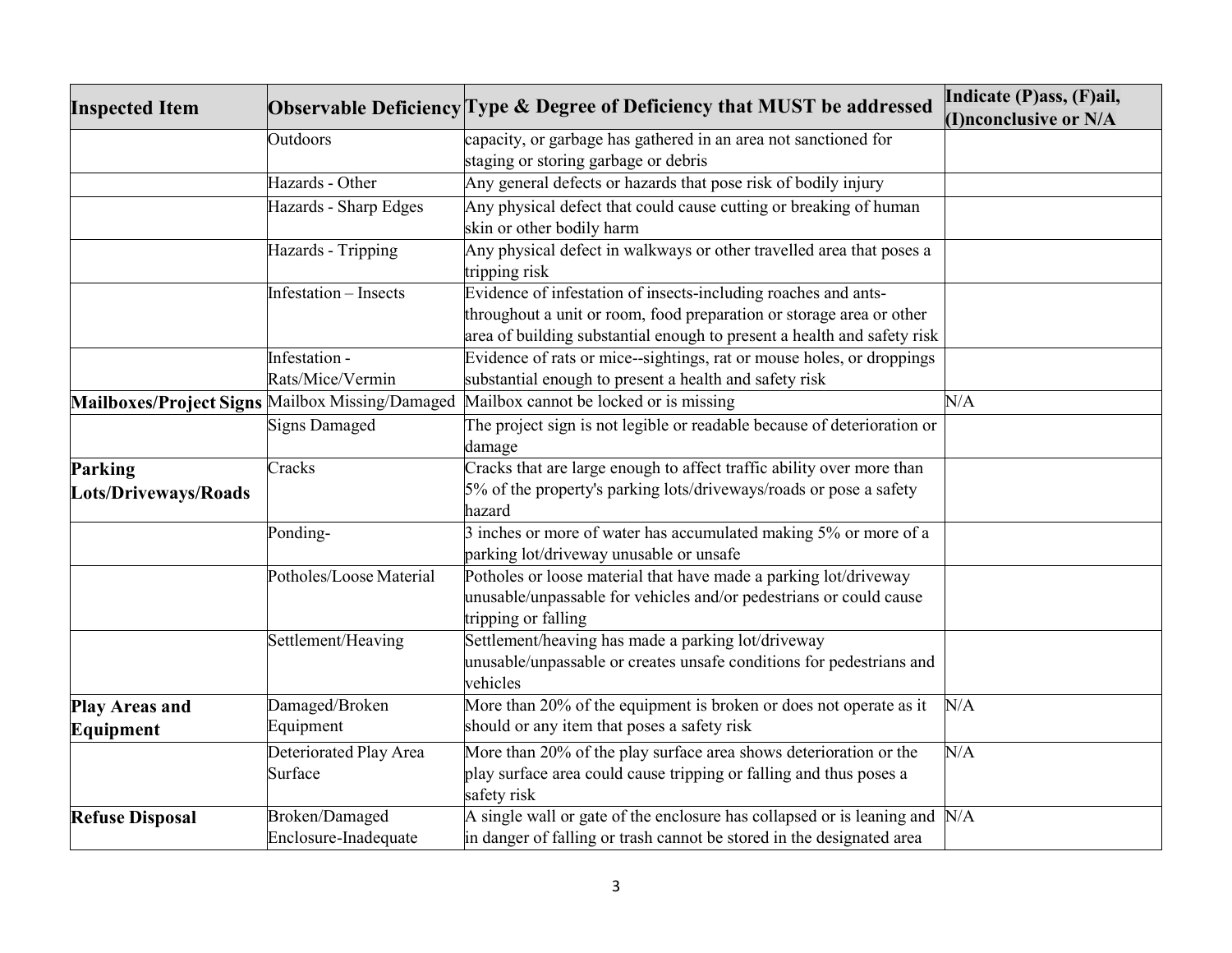| Inspected Item | Observable Deficiency | Type & Degree of Deficiency that MUST be addressed | Indicate (P)ass, (F)ail, (I)nconclusive or N/A |
|---|---|---|---|
| | Outdoors | capacity, or garbage has gathered in an area not sanctioned for staging or storing garbage or debris | |
| | Hazards - Other | Any general defects or hazards that pose risk of bodily injury | |
| | Hazards - Sharp Edges | Any physical defect that could cause cutting or breaking of human skin or other bodily harm | |
| | Hazards - Tripping | Any physical defect in walkways or other travelled area that poses a tripping risk | |
| | Infestation – Insects | Evidence of infestation of insects-including roaches and ants-throughout a unit or room, food preparation or storage area or other area of building substantial enough to present a health and safety risk | |
| | Infestation - Rats/Mice/Vermin | Evidence of rats or mice--sightings, rat or mouse holes, or droppings substantial enough to present a health and safety risk | |
| **Mailboxes/Project Signs** | Mailbox Missing/Damaged | Mailbox cannot be locked or is missing | N/A |
| | Signs Damaged | The project sign is not legible or readable because of deterioration or damage | |
| **Parking Lots/Driveways/Roads** | Cracks | Cracks that are large enough to affect traffic ability over more than 5% of the property's parking lots/driveways/roads or pose a safety hazard | |
| | Ponding- | 3 inches or more of water has accumulated making 5% or more of a parking lot/driveway unusable or unsafe | |
| | Potholes/Loose Material | Potholes or loose material that have made a parking lot/driveway unusable/unpassable for vehicles and/or pedestrians or could cause tripping or falling | |
| | Settlement/Heaving | Settlement/heaving has made a parking lot/driveway unusable/unpassable or creates unsafe conditions for pedestrians and vehicles | |
| **Play Areas and Equipment** | Damaged/Broken Equipment | More than 20% of the equipment is broken or does not operate as it should or any item that poses a safety risk | N/A |
| | Deteriorated Play Area Surface | More than 20% of the play surface area shows deterioration or the play surface area could cause tripping or falling and thus poses a safety risk | N/A |
| **Refuse Disposal** | Broken/Damaged Enclosure-Inadequate | A single wall or gate of the enclosure has collapsed or is leaning and in danger of falling or trash cannot be stored in the designated area | N/A |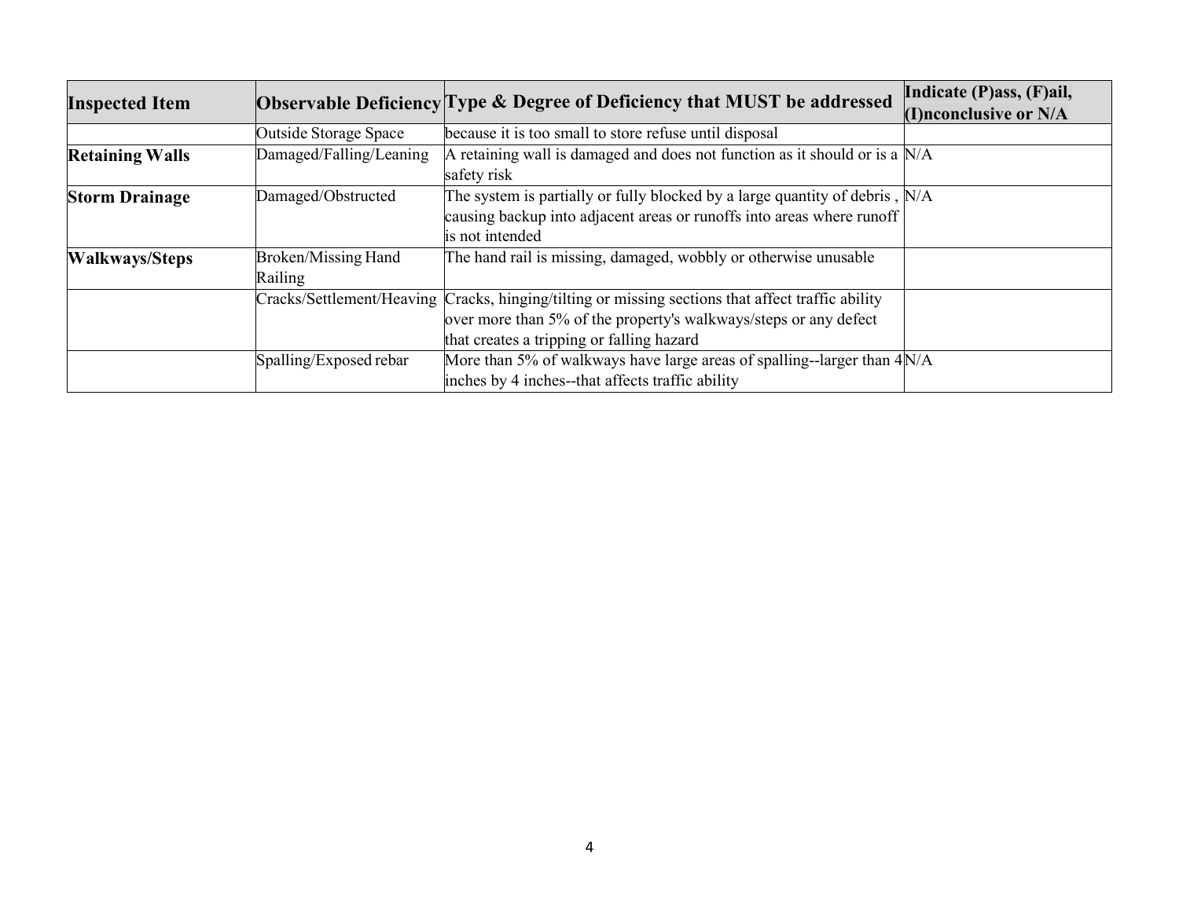| Inspected Item | Observable Deficiency | Type & Degree of Deficiency that MUST be addressed | Indicate (P)ass, (F)ail, (I)nconclusive or N/A |
|---|---|---|---|
| | Outside Storage Space | because it is too small to store refuse until disposal | |
| **Retaining Walls** | Damaged/Falling/Leaning | A retaining wall is damaged and does not function as it should or is a safety risk | N/A |
| **Storm Drainage** | Damaged/Obstructed | The system is partially or fully blocked by a large quantity of debris , causing backup into adjacent areas or runoffs into areas where runoff is not intended | N/A |
| **Walkways/Steps** | Broken/Missing Hand Railing | The hand rail is missing, damaged, wobbly or otherwise unusable | |
| | Cracks/Settlement/Heaving | Cracks, hinging/tilting or missing sections that affect traffic ability over more than 5% of the property's walkways/steps or any defect that creates a tripping or falling hazard | |
| | Spalling/Exposed rebar | More than 5% of walkways have large areas of spalling--larger than 4 inches by 4 inches--that affects traffic ability | N/A |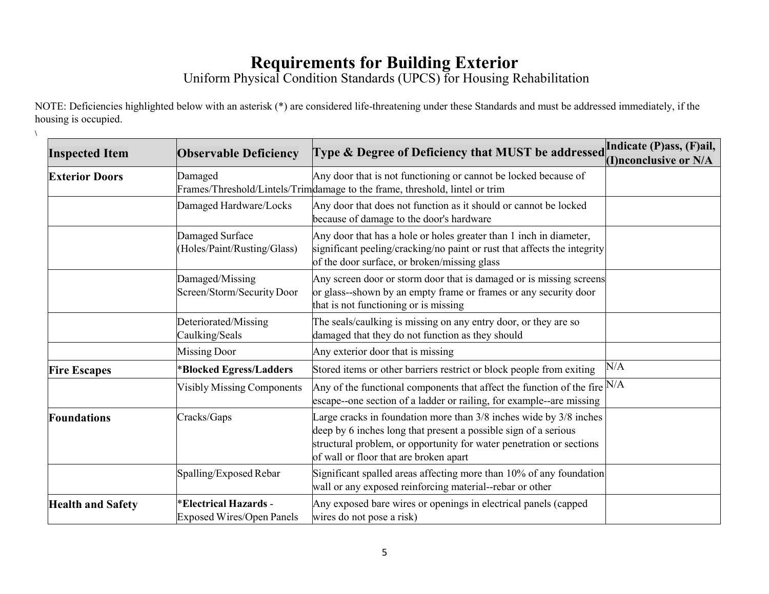# Requirements for Building Exterior

Uniform Physical Condition Standards (UPCS) for Housing Rehabilitation

NOTE: Deficiencies highlighted below with an asterisk (*) are considered life-threatening under these Standards and must be addressed immediately, if the housing is occupied.

\

| Inspected Item | Observable Deficiency | Type & Degree of Deficiency that MUST be addressed | Indicate (P)ass, (F)ail, (I)nconclusive or N/A |
|---|---|---|---|
| **Exterior Doors** | Damaged Frames/Threshold/Lintels/Trim | Any door that is not functioning or cannot be locked because of damage to the frame, threshold, lintel or trim | |
| | Damaged Hardware/Locks | Any door that does not function as it should or cannot be locked because of damage to the door's hardware | |
| | Damaged Surface (Holes/Paint/Rusting/Glass) | Any door that has a hole or holes greater than 1 inch in diameter, significant peeling/cracking/no paint or rust that affects the integrity of the door surface, or broken/missing glass | |
| | Damaged/Missing Screen/Storm/Security Door | Any screen door or storm door that is damaged or is missing screens or glass--shown by an empty frame or frames or any security door that is not functioning or is missing | |
| | Deteriorated/Missing Caulking/Seals | The seals/caulking is missing on any entry door, or they are so damaged that they do not function as they should | |
| | Missing Door | Any exterior door that is missing | |
| **Fire Escapes** | ***Blocked Egress/Ladders** | Stored items or other barriers restrict or block people from exiting | N/A |
| | Visibly Missing Components | Any of the functional components that affect the function of the fire escape--one section of a ladder or railing, for example--are missing | N/A |
| **Foundations** | Cracks/Gaps | Large cracks in foundation more than 3/8 inches wide by 3/8 inches deep by 6 inches long that present a possible sign of a serious structural problem, or opportunity for water penetration or sections of wall or floor that are broken apart | |
| | Spalling/Exposed Rebar | Significant spalled areas affecting more than 10% of any foundation wall or any exposed reinforcing material--rebar or other | |
| **Health and Safety** | ***Electrical Hazards** - Exposed Wires/Open Panels | Any exposed bare wires or openings in electrical panels (capped wires do not pose a risk) | |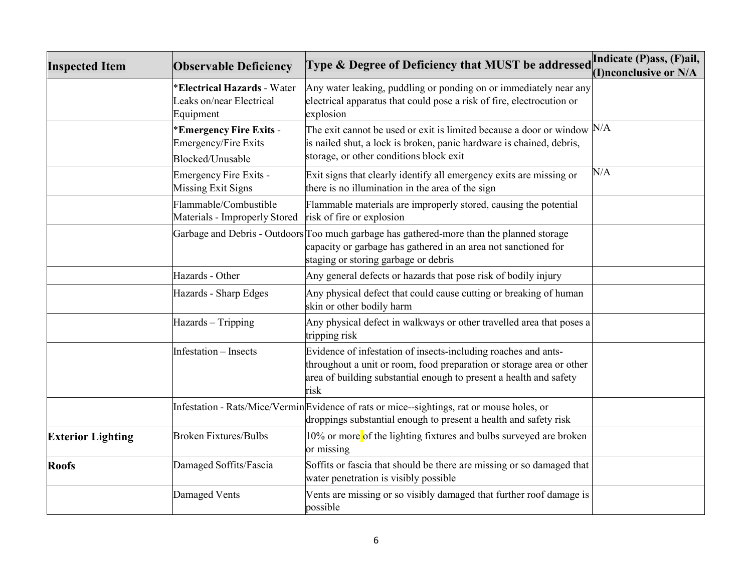| Inspected Item | Observable Deficiency | Type & Degree of Deficiency that MUST be addressed | Indicate (P)ass, (F)ail, (I)nconclusive or N/A |
|---|---|---|---|
| | ***Electrical Hazards** - Water Leaks on/near Electrical Equipment | Any water leaking, puddling or ponding on or immediately near any electrical apparatus that could pose a risk of fire, electrocution or explosion | |
| | ***Emergency Fire Exits** - Emergency/Fire Exits Blocked/Unusable | The exit cannot be used or exit is limited because a door or window is nailed shut, a lock is broken, panic hardware is chained, debris, storage, or other conditions block exit | N/A |
| | Emergency Fire Exits - Missing Exit Signs | Exit signs that clearly identify all emergency exits are missing or there is no illumination in the area of the sign | N/A |
| | Flammable/Combustible Materials - Improperly Stored | Flammable materials are improperly stored, causing the potential risk of fire or explosion | |
| | Garbage and Debris - Outdoors | Too much garbage has gathered-more than the planned storage capacity or garbage has gathered in an area not sanctioned for staging or storing garbage or debris | |
| | Hazards - Other | Any general defects or hazards that pose risk of bodily injury | |
| | Hazards - Sharp Edges | Any physical defect that could cause cutting or breaking of human skin or other bodily harm | |
| | Hazards – Tripping | Any physical defect in walkways or other travelled area that poses a tripping risk | |
| | Infestation – Insects | Evidence of infestation of insects-including roaches and ants-throughout a unit or room, food preparation or storage area or other area of building substantial enough to present a health and safety risk | |
| | Infestation - Rats/Mice/Vermin | Evidence of rats or mice--sightings, rat or mouse holes, or droppings substantial enough to present a health and safety risk | |
| **Exterior Lighting** | Broken Fixtures/Bulbs | 10% or more of the lighting fixtures and bulbs surveyed are broken or missing | |
| **Roofs** | Damaged Soffits/Fascia | Soffits or fascia that should be there are missing or so damaged that water penetration is visibly possible | |
| | Damaged Vents | Vents are missing or so visibly damaged that further roof damage is possible | |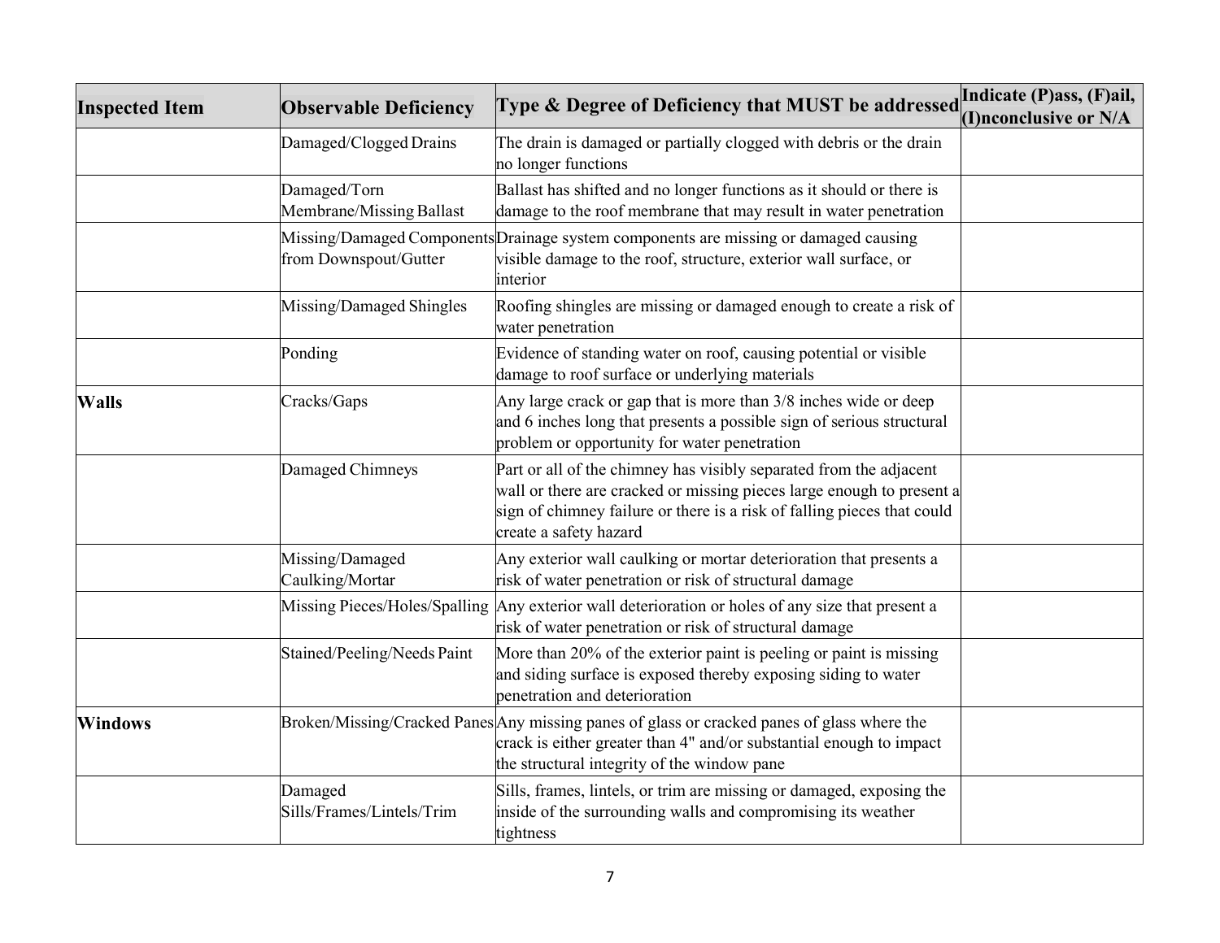| Inspected Item | Observable Deficiency | Type & Degree of Deficiency that MUST be addressed | Indicate (P)ass, (F)ail, (I)nconclusive or N/A |
|---|---|---|---|
| | Damaged/Clogged Drains | The drain is damaged or partially clogged with debris or the drain no longer functions | |
| | Damaged/Torn Membrane/Missing Ballast | Ballast has shifted and no longer functions as it should or there is damage to the roof membrane that may result in water penetration | |
| | Missing/Damaged Components from Downspout/Gutter | Drainage system components are missing or damaged causing visible damage to the roof, structure, exterior wall surface, or interior | |
| | Missing/Damaged Shingles | Roofing shingles are missing or damaged enough to create a risk of water penetration | |
| | Ponding | Evidence of standing water on roof, causing potential or visible damage to roof surface or underlying materials | |
| **Walls** | Cracks/Gaps | Any large crack or gap that is more than 3/8 inches wide or deep and 6 inches long that presents a possible sign of serious structural problem or opportunity for water penetration | |
| | Damaged Chimneys | Part or all of the chimney has visibly separated from the adjacent wall or there are cracked or missing pieces large enough to present a sign of chimney failure or there is a risk of falling pieces that could create a safety hazard | |
| | Missing/Damaged Caulking/Mortar | Any exterior wall caulking or mortar deterioration that presents a risk of water penetration or risk of structural damage | |
| | Missing Pieces/Holes/Spalling | Any exterior wall deterioration or holes of any size that present a risk of water penetration or risk of structural damage | |
| | Stained/Peeling/Needs Paint | More than 20% of the exterior paint is peeling or paint is missing and siding surface is exposed thereby exposing siding to water penetration and deterioration | |
| **Windows** | Broken/Missing/Cracked Panes | Any missing panes of glass or cracked panes of glass where the crack is either greater than 4" and/or substantial enough to impact the structural integrity of the window pane | |
| | Damaged Sills/Frames/Lintels/Trim | Sills, frames, lintels, or trim are missing or damaged, exposing the inside of the surrounding walls and compromising its weather tightness | |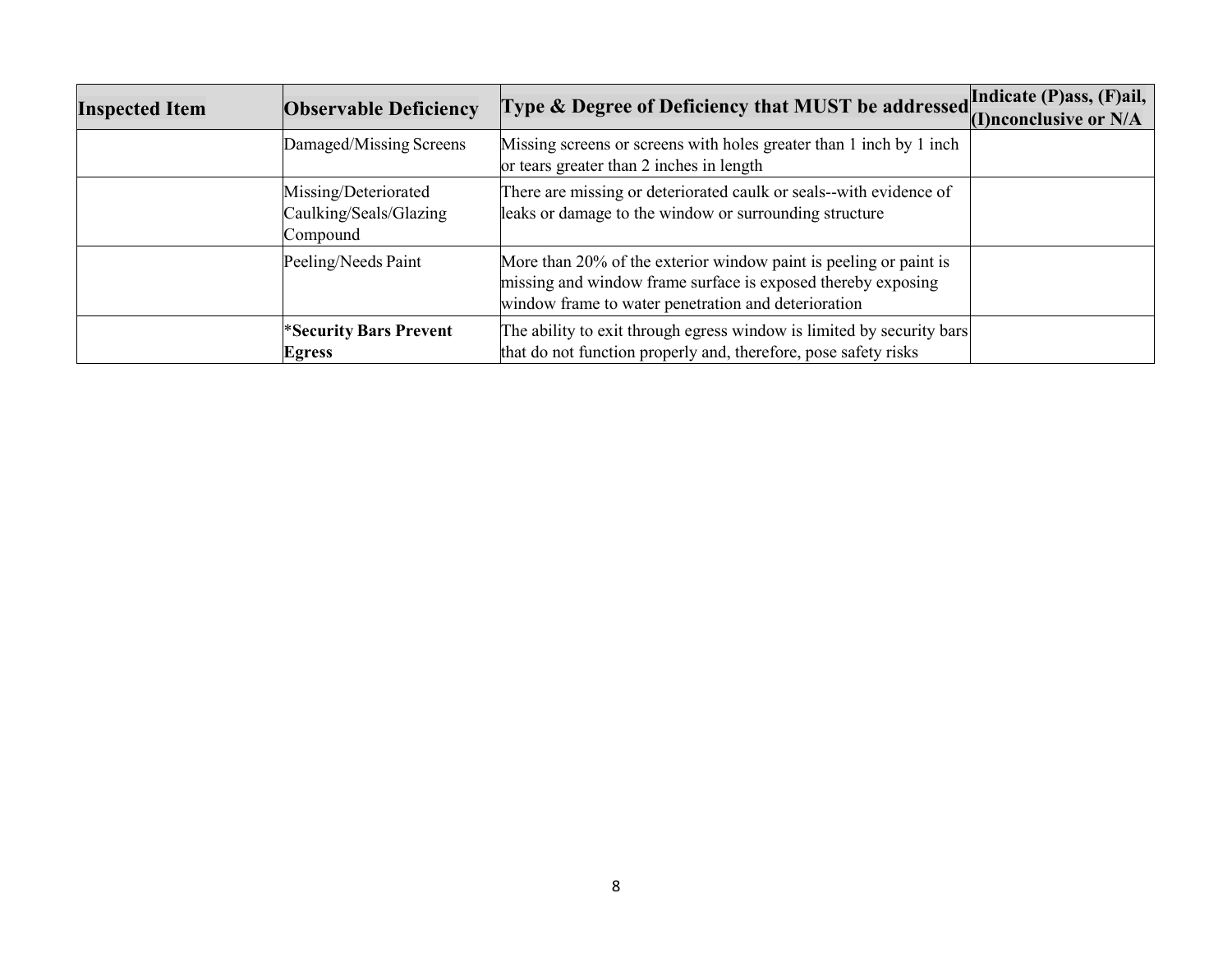| Inspected Item | Observable Deficiency | Type & Degree of Deficiency that MUST be addressed | Indicate (P)ass, (F)ail, (I)nconclusive or N/A |
|---|---|---|---|
| | Damaged/Missing Screens | Missing screens or screens with holes greater than 1 inch by 1 inch or tears greater than 2 inches in length | |
| | Missing/Deteriorated Caulking/Seals/Glazing Compound | There are missing or deteriorated caulk or seals--with evidence of leaks or damage to the window or surrounding structure | |
| | Peeling/Needs Paint | More than 20% of the exterior window paint is peeling or paint is missing and window frame surface is exposed thereby exposing window frame to water penetration and deterioration | |
| | ***Security Bars Prevent Egress** | The ability to exit through egress window is limited by security bars that do not function properly and, therefore, pose safety risks | |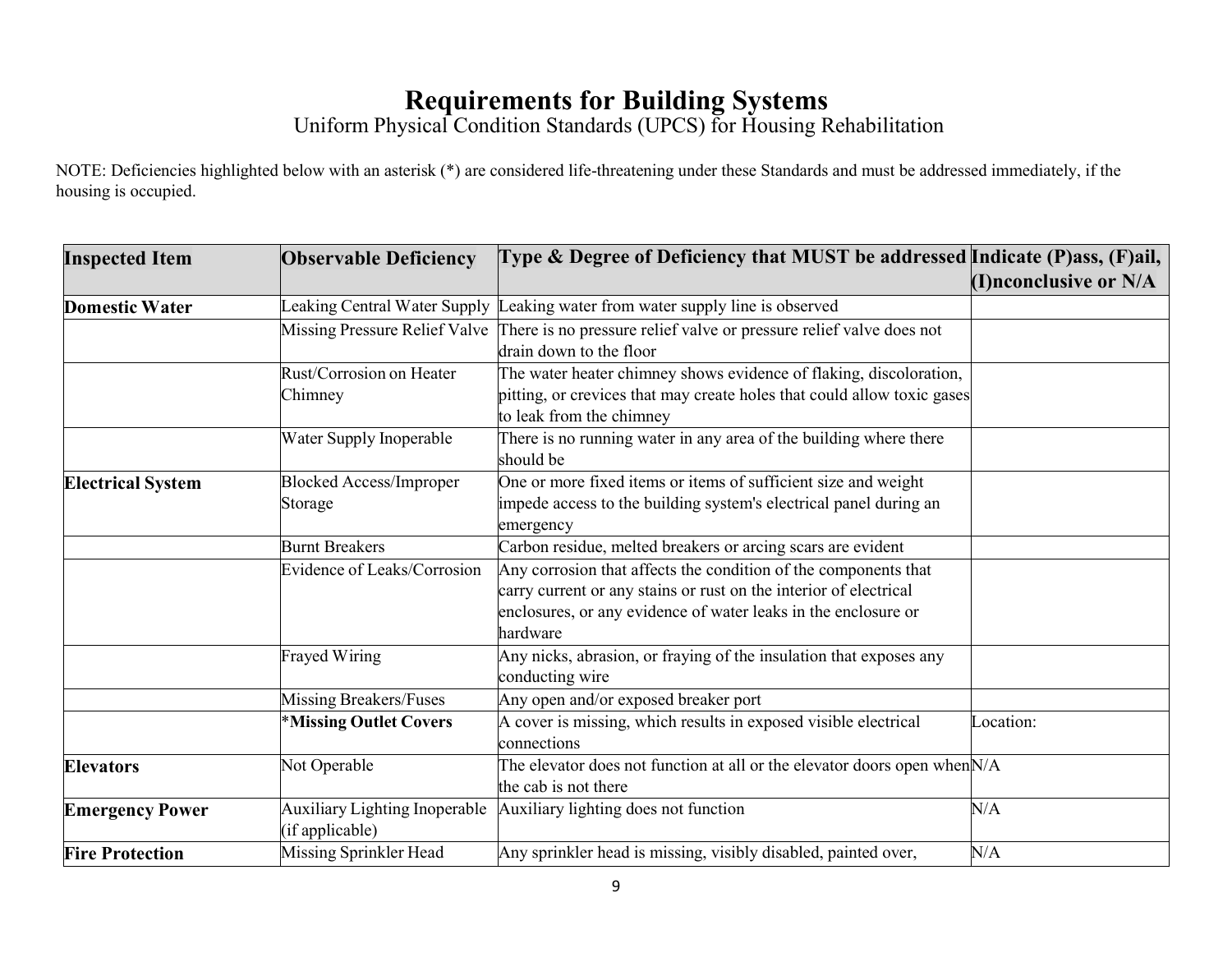# Requirements for Building Systems

Uniform Physical Condition Standards (UPCS) for Housing Rehabilitation

NOTE: Deficiencies highlighted below with an asterisk (*) are considered life-threatening under these Standards and must be addressed immediately, if the housing is occupied.

| Inspected Item | Observable Deficiency | Type & Degree of Deficiency that MUST be addressed | Indicate (P)ass, (F)ail, (I)nconclusive or N/A |
|---|---|---|---|
| **Domestic Water** | Leaking Central Water Supply | Leaking water from water supply line is observed | |
| | Missing Pressure Relief Valve | There is no pressure relief valve or pressure relief valve does not drain down to the floor | |
| | Rust/Corrosion on Heater Chimney | The water heater chimney shows evidence of flaking, discoloration, pitting, or crevices that may create holes that could allow toxic gases to leak from the chimney | |
| | Water Supply Inoperable | There is no running water in any area of the building where there should be | |
| **Electrical System** | Blocked Access/Improper Storage | One or more fixed items or items of sufficient size and weight impede access to the building system's electrical panel during an emergency | |
| | Burnt Breakers | Carbon residue, melted breakers or arcing scars are evident | |
| | Evidence of Leaks/Corrosion | Any corrosion that affects the condition of the components that carry current or any stains or rust on the interior of electrical enclosures, or any evidence of water leaks in the enclosure or hardware | |
| | Frayed Wiring | Any nicks, abrasion, or fraying of the insulation that exposes any conducting wire | |
| | Missing Breakers/Fuses | Any open and/or exposed breaker port | |
| | ***Missing Outlet Covers** | A cover is missing, which results in exposed visible electrical connections | Location: |
| **Elevators** | Not Operable | The elevator does not function at all or the elevator doors open when the cab is not there | N/A |
| **Emergency Power** | Auxiliary Lighting Inoperable (if applicable) | Auxiliary lighting does not function | N/A |
| **Fire Protection** | Missing Sprinkler Head | Any sprinkler head is missing, visibly disabled, painted over, | N/A |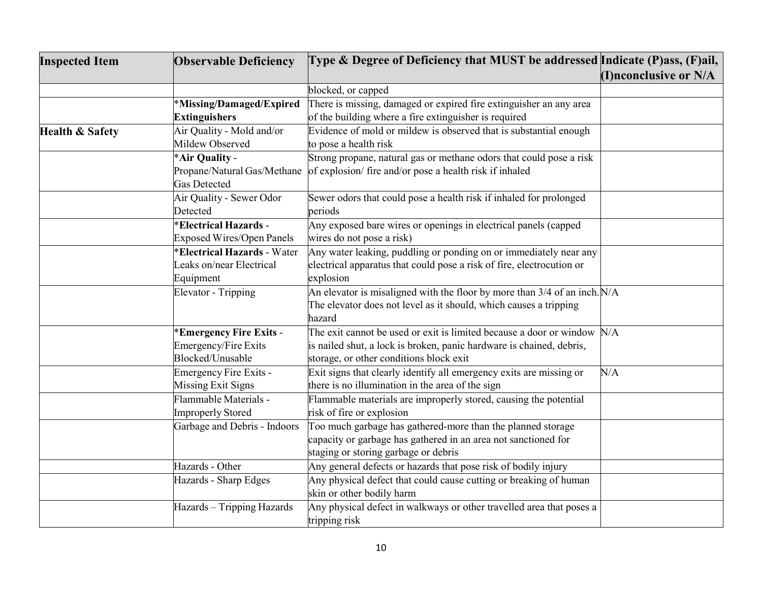| Inspected Item | Observable Deficiency | Type & Degree of Deficiency that MUST be addressed | Indicate (P)ass, (F)ail, (I)nconclusive or N/A |
|---|---|---|---|
| | | blocked, or capped | |
| | ***Missing/Damaged/Expired Extinguishers** | There is missing, damaged or expired fire extinguisher an any area of the building where a fire extinguisher is required | |
| **Health & Safety** | Air Quality - Mold and/or Mildew Observed | Evidence of mold or mildew is observed that is substantial enough to pose a health risk | |
| | ***Air Quality** - Propane/Natural Gas/Methane Gas Detected | Strong propane, natural gas or methane odors that could pose a risk of explosion/ fire and/or pose a health risk if inhaled | |
| | Air Quality - Sewer Odor Detected | Sewer odors that could pose a health risk if inhaled for prolonged periods | |
| | ***Electrical Hazards** - Exposed Wires/Open Panels | Any exposed bare wires or openings in electrical panels (capped wires do not pose a risk) | |
| | ***Electrical Hazards** - Water Leaks on/near Electrical Equipment | Any water leaking, puddling or ponding on or immediately near any electrical apparatus that could pose a risk of fire, electrocution or explosion | |
| | Elevator - Tripping | An elevator is misaligned with the floor by more than 3/4 of an inch. The elevator does not level as it should, which causes a tripping hazard | N/A |
| | ***Emergency Fire Exits** - Emergency/Fire Exits Blocked/Unusable | The exit cannot be used or exit is limited because a door or window is nailed shut, a lock is broken, panic hardware is chained, debris, storage, or other conditions block exit | N/A |
| | Emergency Fire Exits - Missing Exit Signs | Exit signs that clearly identify all emergency exits are missing or there is no illumination in the area of the sign | N/A |
| | Flammable Materials - Improperly Stored | Flammable materials are improperly stored, causing the potential risk of fire or explosion | |
| | Garbage and Debris - Indoors | Too much garbage has gathered-more than the planned storage capacity or garbage has gathered in an area not sanctioned for staging or storing garbage or debris | |
| | Hazards - Other | Any general defects or hazards that pose risk of bodily injury | |
| | Hazards - Sharp Edges | Any physical defect that could cause cutting or breaking of human skin or other bodily harm | |
| | Hazards – Tripping Hazards | Any physical defect in walkways or other travelled area that poses a tripping risk | |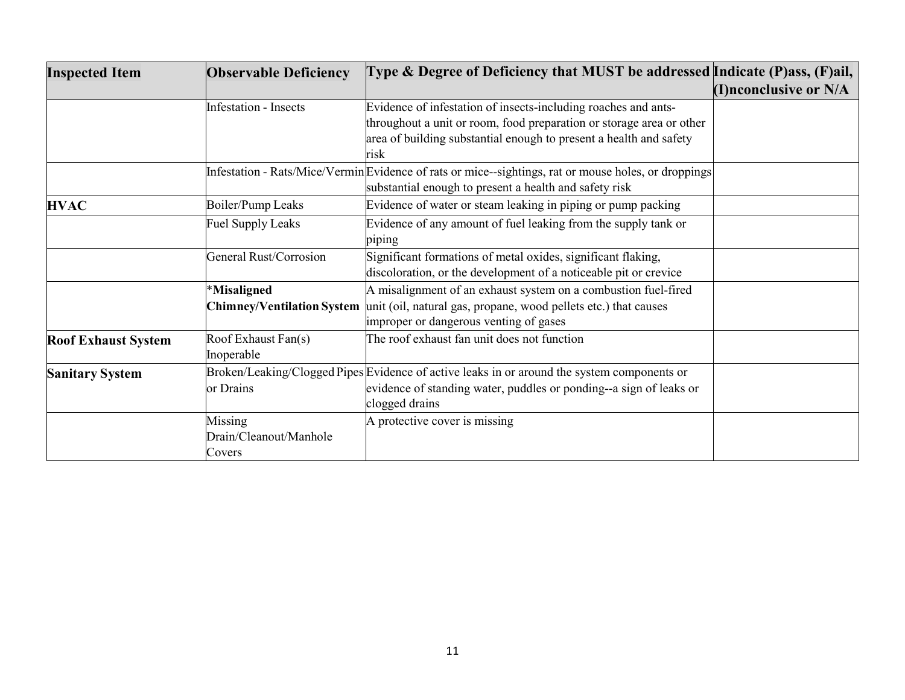| **Inspected Item** | **Observable Deficiency** | **Type & Degree of Deficiency that MUST be addressed** | **Indicate (P)ass, (F)ail, (I)nconclusive or N/A** |
|---|---|---|---|
| | Infestation - Insects | Evidence of infestation of insects-including roaches and ants-throughout a unit or room, food preparation or storage area or other area of building substantial enough to present a health and safety risk | |
| | Infestation - Rats/Mice/Vermin | Evidence of rats or mice--sightings, rat or mouse holes, or droppings substantial enough to present a health and safety risk | |
| **HVAC** | Boiler/Pump Leaks | Evidence of water or steam leaking in piping or pump packing | |
| | Fuel Supply Leaks | Evidence of any amount of fuel leaking from the supply tank or piping | |
| | General Rust/Corrosion | Significant formations of metal oxides, significant flaking, discoloration, or the development of a noticeable pit or crevice | |
| | *<b>Misaligned Chimney/Ventilation System</b> | A misalignment of an exhaust system on a combustion fuel-fired unit (oil, natural gas, propane, wood pellets etc.) that causes improper or dangerous venting of gases | |
| **Roof Exhaust System** | Roof Exhaust Fan(s) Inoperable | The roof exhaust fan unit does not function | |
| **Sanitary System** | Broken/Leaking/Clogged Pipes or Drains | Evidence of active leaks in or around the system components or evidence of standing water, puddles or ponding--a sign of leaks or clogged drains | |
| | Missing Drain/Cleanout/Manhole Covers | A protective cover is missing | |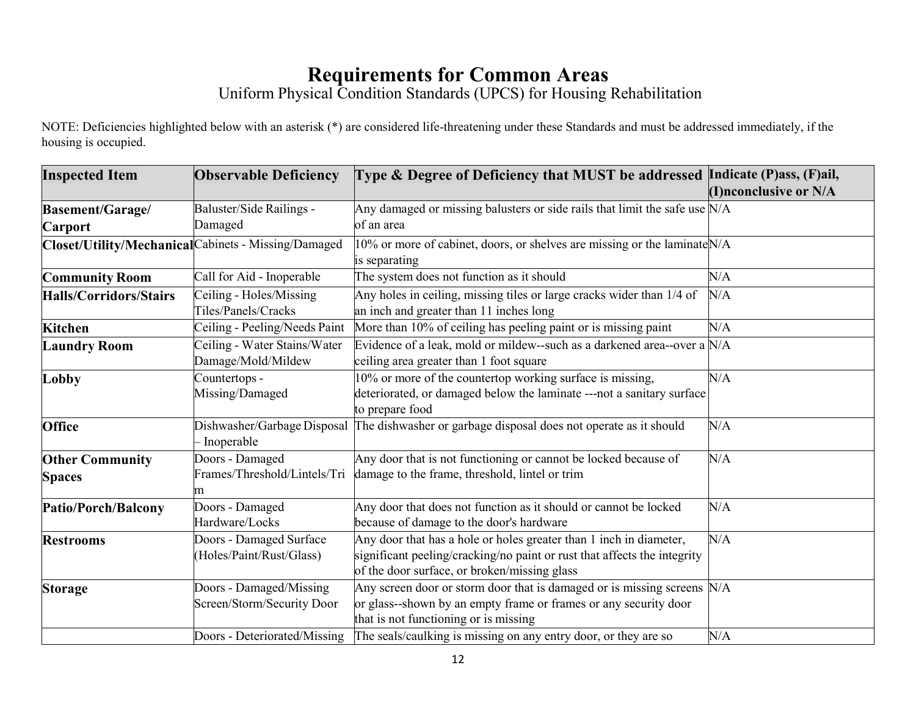# Requirements for Common Areas

Uniform Physical Condition Standards (UPCS) for Housing Rehabilitation

NOTE: Deficiencies highlighted below with an asterisk (*) are considered life-threatening under these Standards and must be addressed immediately, if the housing is occupied.

| Inspected Item | Observable Deficiency | Type & Degree of Deficiency that MUST be addressed | Indicate (P)ass, (F)ail, (I)nconclusive or N/A |
|---|---|---|---|
| **Basement/Garage/ Carport** | Baluster/Side Railings - Damaged | Any damaged or missing balusters or side rails that limit the safe use of an area | N/A |
| **Closet/Utility/Mechanical** | Cabinets - Missing/Damaged | 10% or more of cabinet, doors, or shelves are missing or the laminate is separating | N/A |
| **Community Room** | Call for Aid - Inoperable | The system does not function as it should | N/A |
| **Halls/Corridors/Stairs** | Ceiling - Holes/Missing Tiles/Panels/Cracks | Any holes in ceiling, missing tiles or large cracks wider than 1/4 of an inch and greater than 11 inches long | N/A |
| **Kitchen** | Ceiling - Peeling/Needs Paint | More than 10% of ceiling has peeling paint or is missing paint | N/A |
| **Laundry Room** | Ceiling - Water Stains/Water Damage/Mold/Mildew | Evidence of a leak, mold or mildew--such as a darkened area--over a ceiling area greater than 1 foot square | N/A |
| **Lobby** | Countertops - Missing/Damaged | 10% or more of the countertop working surface is missing, deteriorated, or damaged below the laminate ---not a sanitary surface to prepare food | N/A |
| **Office** | Dishwasher/Garbage Disposal – Inoperable | The dishwasher or garbage disposal does not operate as it should | N/A |
| **Other Community Spaces** | Doors - Damaged Frames/Threshold/Lintels/Trim | Any door that is not functioning or cannot be locked because of damage to the frame, threshold, lintel or trim | N/A |
| **Patio/Porch/Balcony** | Doors - Damaged Hardware/Locks | Any door that does not function as it should or cannot be locked because of damage to the door's hardware | N/A |
| **Restrooms** | Doors - Damaged Surface (Holes/Paint/Rust/Glass) | Any door that has a hole or holes greater than 1 inch in diameter, significant peeling/cracking/no paint or rust that affects the integrity of the door surface, or broken/missing glass | N/A |
| **Storage** | Doors - Damaged/Missing Screen/Storm/Security Door | Any screen door or storm door that is damaged or is missing screens or glass--shown by an empty frame or frames or any security door that is not functioning or is missing | N/A |
| | Doors - Deteriorated/Missing | The seals/caulking is missing on any entry door, or they are so | N/A |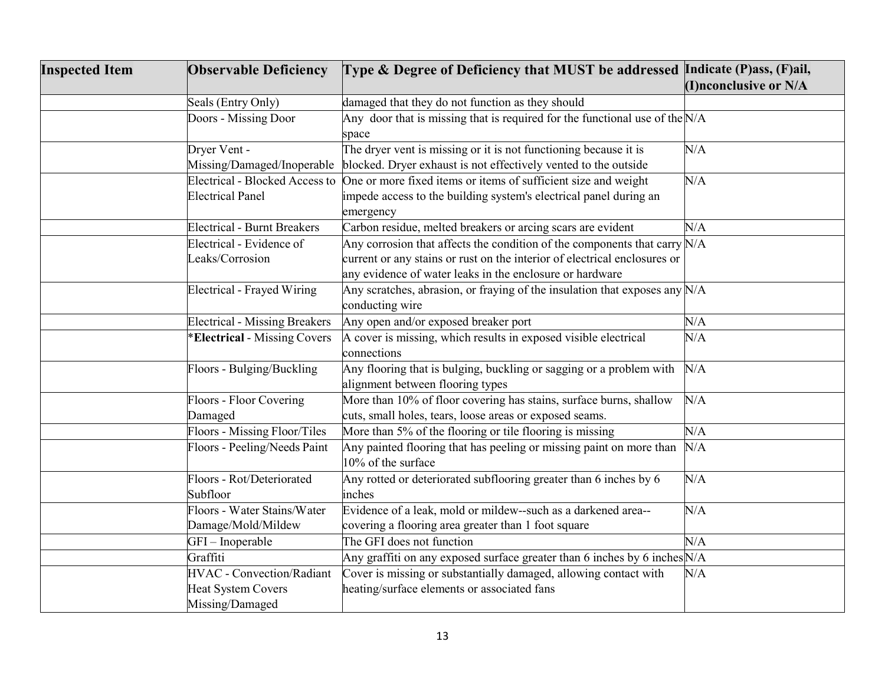| Inspected Item | Observable Deficiency | Type & Degree of Deficiency that MUST be addressed | Indicate (P)ass, (F)ail, (I)nconclusive or N/A |
|---|---|---|---|
| | Seals (Entry Only) | damaged that they do not function as they should | |
| | Doors - Missing Door | Any door that is missing that is required for the functional use of the space | N/A |
| | Dryer Vent - Missing/Damaged/Inoperable | The dryer vent is missing or it is not functioning because it is blocked. Dryer exhaust is not effectively vented to the outside | N/A |
| | Electrical - Blocked Access to Electrical Panel | One or more fixed items or items of sufficient size and weight impede access to the building system's electrical panel during an emergency | N/A |
| | Electrical - Burnt Breakers | Carbon residue, melted breakers or arcing scars are evident | N/A |
| | Electrical - Evidence of Leaks/Corrosion | Any corrosion that affects the condition of the components that carry current or any stains or rust on the interior of electrical enclosures or any evidence of water leaks in the enclosure or hardware | N/A |
| | Electrical - Frayed Wiring | Any scratches, abrasion, or fraying of the insulation that exposes any conducting wire | N/A |
| | Electrical - Missing Breakers | Any open and/or exposed breaker port | N/A |
| | ***Electrical** - Missing Covers | A cover is missing, which results in exposed visible electrical connections | N/A |
| | Floors - Bulging/Buckling | Any flooring that is bulging, buckling or sagging or a problem with alignment between flooring types | N/A |
| | Floors - Floor Covering Damaged | More than 10% of floor covering has stains, surface burns, shallow cuts, small holes, tears, loose areas or exposed seams. | N/A |
| | Floors - Missing Floor/Tiles | More than 5% of the flooring or tile flooring is missing | N/A |
| | Floors - Peeling/Needs Paint | Any painted flooring that has peeling or missing paint on more than 10% of the surface | N/A |
| | Floors - Rot/Deteriorated Subfloor | Any rotted or deteriorated subflooring greater than 6 inches by 6 inches | N/A |
| | Floors - Water Stains/Water Damage/Mold/Mildew | Evidence of a leak, mold or mildew--such as a darkened area--covering a flooring area greater than 1 foot square | N/A |
| | GFI – Inoperable | The GFI does not function | N/A |
| | Graffiti | Any graffiti on any exposed surface greater than 6 inches by 6 inches | N/A |
| | HVAC - Convection/Radiant Heat System Covers Missing/Damaged | Cover is missing or substantially damaged, allowing contact with heating/surface elements or associated fans | N/A |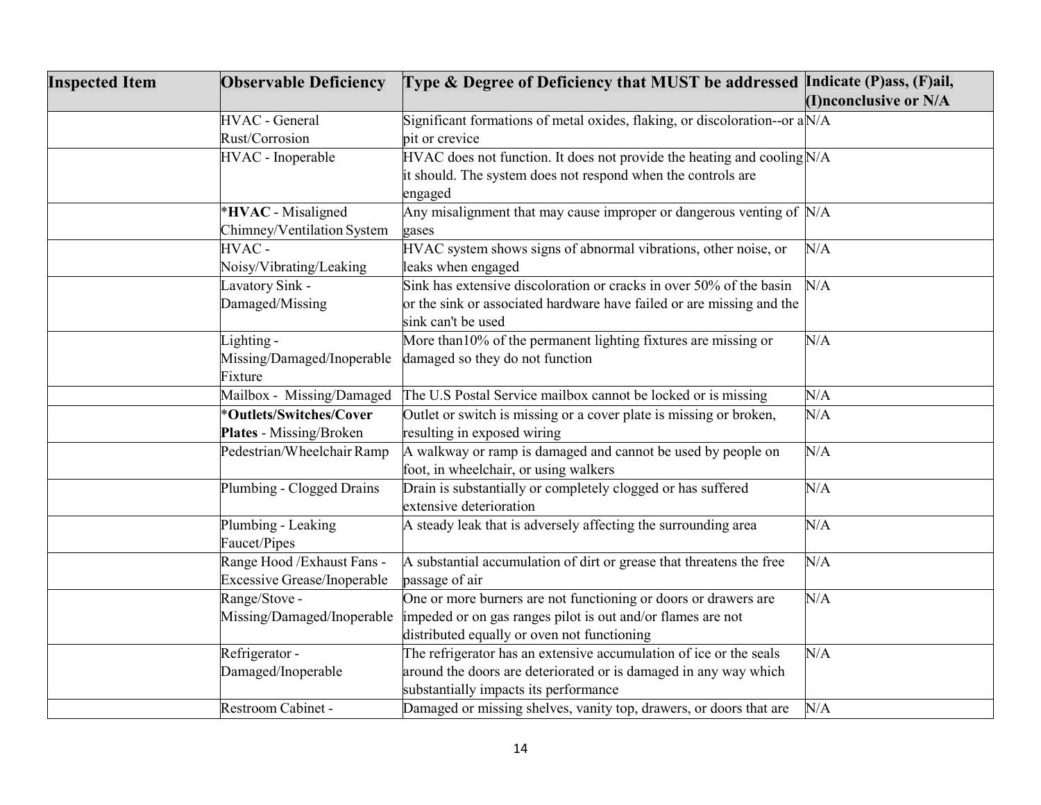| Inspected Item | Observable Deficiency | Type & Degree of Deficiency that MUST be addressed | Indicate (P)ass, (F)ail, (I)nconclusive or N/A |
|---|---|---|---|
| | HVAC - General Rust/Corrosion | Significant formations of metal oxides, flaking, or discoloration--or a pit or crevice | N/A |
| | HVAC - Inoperable | HVAC does not function. It does not provide the heating and cooling it should. The system does not respond when the controls are engaged | N/A |
| | ***HVAC** - Misaligned Chimney/Ventilation System | Any misalignment that may cause improper or dangerous venting of gases | N/A |
| | HVAC - Noisy/Vibrating/Leaking | HVAC system shows signs of abnormal vibrations, other noise, or leaks when engaged | N/A |
| | Lavatory Sink - Damaged/Missing | Sink has extensive discoloration or cracks in over 50% of the basin or the sink or associated hardware have failed or are missing and the sink can't be used | N/A |
| | Lighting - Missing/Damaged/Inoperable Fixture | More than10% of the permanent lighting fixtures are missing or damaged so they do not function | N/A |
| | Mailbox - Missing/Damaged | The U.S Postal Service mailbox cannot be locked or is missing | N/A |
| | ***Outlets/Switches/Cover Plates** - Missing/Broken | Outlet or switch is missing or a cover plate is missing or broken, resulting in exposed wiring | N/A |
| | Pedestrian/Wheelchair Ramp | A walkway or ramp is damaged and cannot be used by people on foot, in wheelchair, or using walkers | N/A |
| | Plumbing - Clogged Drains | Drain is substantially or completely clogged or has suffered extensive deterioration | N/A |
| | Plumbing - Leaking Faucet/Pipes | A steady leak that is adversely affecting the surrounding area | N/A |
| | Range Hood /Exhaust Fans - Excessive Grease/Inoperable | A substantial accumulation of dirt or grease that threatens the free passage of air | N/A |
| | Range/Stove - Missing/Damaged/Inoperable | One or more burners are not functioning or doors or drawers are impeded or on gas ranges pilot is out and/or flames are not distributed equally or oven not functioning | N/A |
| | Refrigerator - Damaged/Inoperable | The refrigerator has an extensive accumulation of ice or the seals around the doors are deteriorated or is damaged in any way which substantially impacts its performance | N/A |
| | Restroom Cabinet - | Damaged or missing shelves, vanity top, drawers, or doors that are | N/A |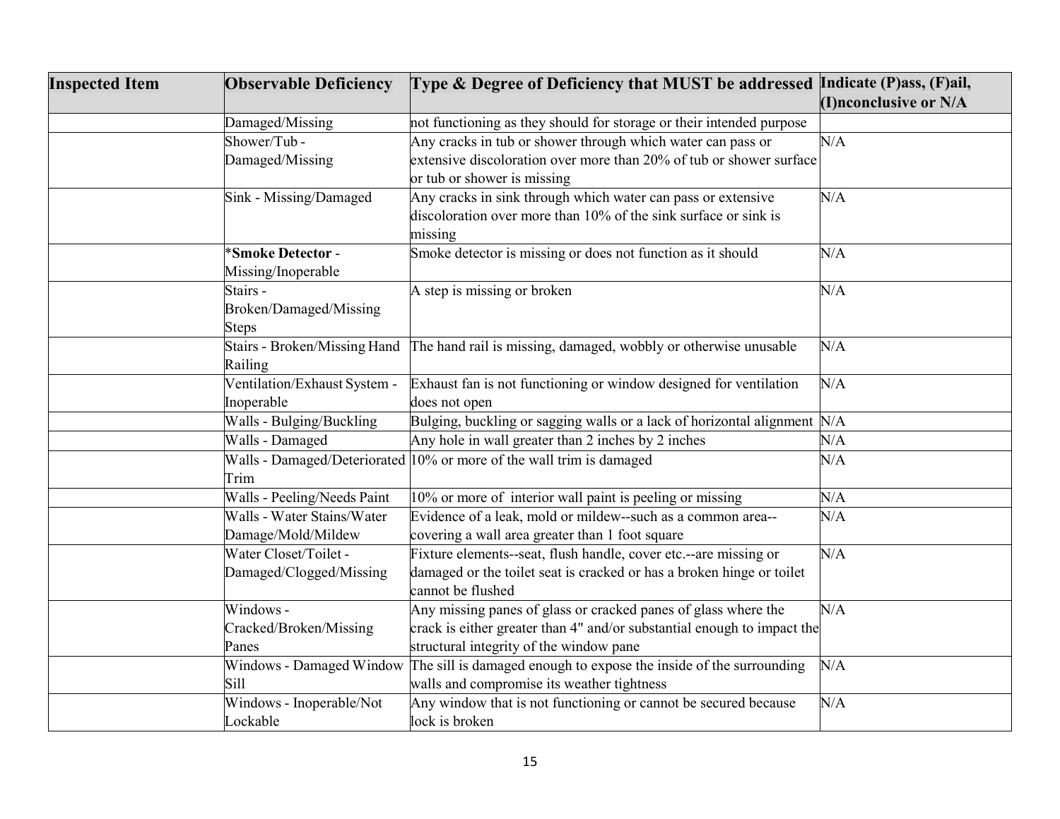| Inspected Item | Observable Deficiency | Type & Degree of Deficiency that MUST be addressed | Indicate (P)ass, (F)ail, (I)nconclusive or N/A |
|---|---|---|---|
| | Damaged/Missing | not functioning as they should for storage or their intended purpose | |
| | Shower/Tub - Damaged/Missing | Any cracks in tub or shower through which water can pass or extensive discoloration over more than 20% of tub or shower surface or tub or shower is missing | N/A |
| | Sink - Missing/Damaged | Any cracks in sink through which water can pass or extensive discoloration over more than 10% of the sink surface or sink is missing | N/A |
| | ***Smoke Detector** - Missing/Inoperable | Smoke detector is missing or does not function as it should | N/A |
| | Stairs - Broken/Damaged/Missing Steps | A step is missing or broken | N/A |
| | Stairs - Broken/Missing Hand Railing | The hand rail is missing, damaged, wobbly or otherwise unusable | N/A |
| | Ventilation/Exhaust System - Inoperable | Exhaust fan is not functioning or window designed for ventilation does not open | N/A |
| | Walls - Bulging/Buckling | Bulging, buckling or sagging walls or a lack of horizontal alignment | N/A |
| | Walls - Damaged | Any hole in wall greater than 2 inches by 2 inches | N/A |
| | Walls - Damaged/Deteriorated Trim | 10% or more of the wall trim is damaged | N/A |
| | Walls - Peeling/Needs Paint | 10% or more of interior wall paint is peeling or missing | N/A |
| | Walls - Water Stains/Water Damage/Mold/Mildew | Evidence of a leak, mold or mildew--such as a common area--covering a wall area greater than 1 foot square | N/A |
| | Water Closet/Toilet - Damaged/Clogged/Missing | Fixture elements--seat, flush handle, cover etc.--are missing or damaged or the toilet seat is cracked or has a broken hinge or toilet cannot be flushed | N/A |
| | Windows - Cracked/Broken/Missing Panes | Any missing panes of glass or cracked panes of glass where the crack is either greater than 4" and/or substantial enough to impact the structural integrity of the window pane | N/A |
| | Windows - Damaged Window Sill | The sill is damaged enough to expose the inside of the surrounding walls and compromise its weather tightness | N/A |
| | Windows - Inoperable/Not Lockable | Any window that is not functioning or cannot be secured because lock is broken | N/A |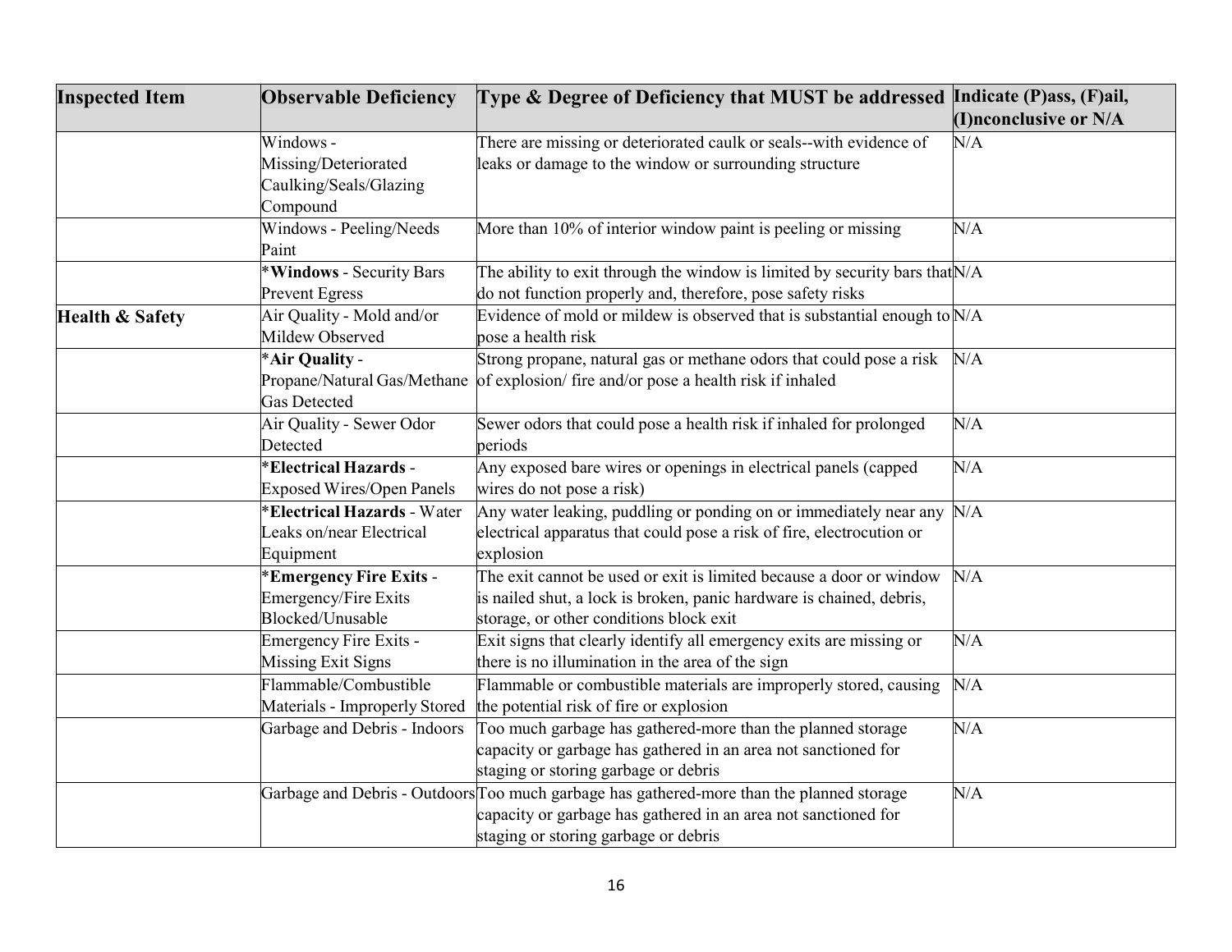| Inspected Item | Observable Deficiency | Type & Degree of Deficiency that MUST be addressed | Indicate (P)ass, (F)ail, (I)nconclusive or N/A |
|---|---|---|---|
| | Windows - Missing/Deteriorated Caulking/Seals/Glazing Compound | There are missing or deteriorated caulk or seals--with evidence of leaks or damage to the window or surrounding structure | N/A |
| | Windows - Peeling/Needs Paint | More than 10% of interior window paint is peeling or missing | N/A |
| | ***Windows** - Security Bars Prevent Egress | The ability to exit through the window is limited by security bars that do not function properly and, therefore, pose safety risks | N/A |
| **Health & Safety** | Air Quality - Mold and/or Mildew Observed | Evidence of mold or mildew is observed that is substantial enough to pose a health risk | N/A |
| | ***Air Quality** - Propane/Natural Gas/Methane Gas Detected | Strong propane, natural gas or methane odors that could pose a risk of explosion/ fire and/or pose a health risk if inhaled | N/A |
| | Air Quality - Sewer Odor Detected | Sewer odors that could pose a health risk if inhaled for prolonged periods | N/A |
| | ***Electrical Hazards** - Exposed Wires/Open Panels | Any exposed bare wires or openings in electrical panels (capped wires do not pose a risk) | N/A |
| | ***Electrical Hazards** - Water Leaks on/near Electrical Equipment | Any water leaking, puddling or ponding on or immediately near any electrical apparatus that could pose a risk of fire, electrocution or explosion | N/A |
| | ***Emergency Fire Exits** - Emergency/Fire Exits Blocked/Unusable | The exit cannot be used or exit is limited because a door or window is nailed shut, a lock is broken, panic hardware is chained, debris, storage, or other conditions block exit | N/A |
| | Emergency Fire Exits - Missing Exit Signs | Exit signs that clearly identify all emergency exits are missing or there is no illumination in the area of the sign | N/A |
| | Flammable/Combustible Materials - Improperly Stored | Flammable or combustible materials are improperly stored, causing the potential risk of fire or explosion | N/A |
| | Garbage and Debris - Indoors | Too much garbage has gathered-more than the planned storage capacity or garbage has gathered in an area not sanctioned for staging or storing garbage or debris | N/A |
| | Garbage and Debris - Outdoors | Too much garbage has gathered-more than the planned storage capacity or garbage has gathered in an area not sanctioned for staging or storing garbage or debris | N/A |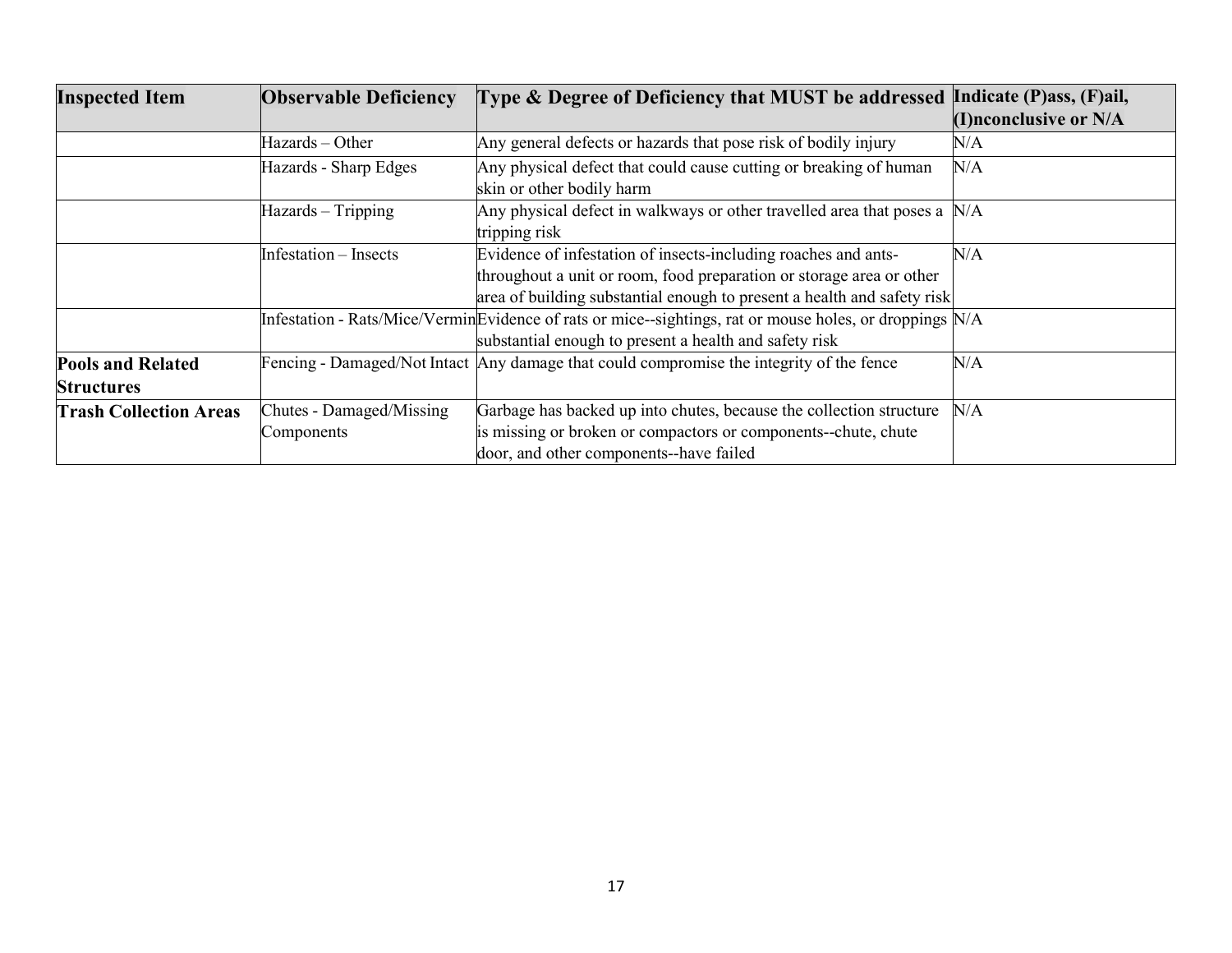| Inspected Item | Observable Deficiency | Type & Degree of Deficiency that MUST be addressed | Indicate (P)ass, (F)ail, (I)nconclusive or N/A |
|---|---|---|---|
| | Hazards – Other | Any general defects or hazards that pose risk of bodily injury | N/A |
| | Hazards - Sharp Edges | Any physical defect that could cause cutting or breaking of human skin or other bodily harm | N/A |
| | Hazards – Tripping | Any physical defect in walkways or other travelled area that poses a tripping risk | N/A |
| | Infestation – Insects | Evidence of infestation of insects-including roaches and ants-throughout a unit or room, food preparation or storage area or other area of building substantial enough to present a health and safety risk | N/A |
| | Infestation - Rats/Mice/Vermin | Evidence of rats or mice--sightings, rat or mouse holes, or droppings substantial enough to present a health and safety risk | N/A |
| **Pools and Related Structures** | Fencing - Damaged/Not Intact | Any damage that could compromise the integrity of the fence | N/A |
| **Trash Collection Areas** | Chutes - Damaged/Missing Components | Garbage has backed up into chutes, because the collection structure is missing or broken or compactors or components--chute, chute door, and other components--have failed | N/A |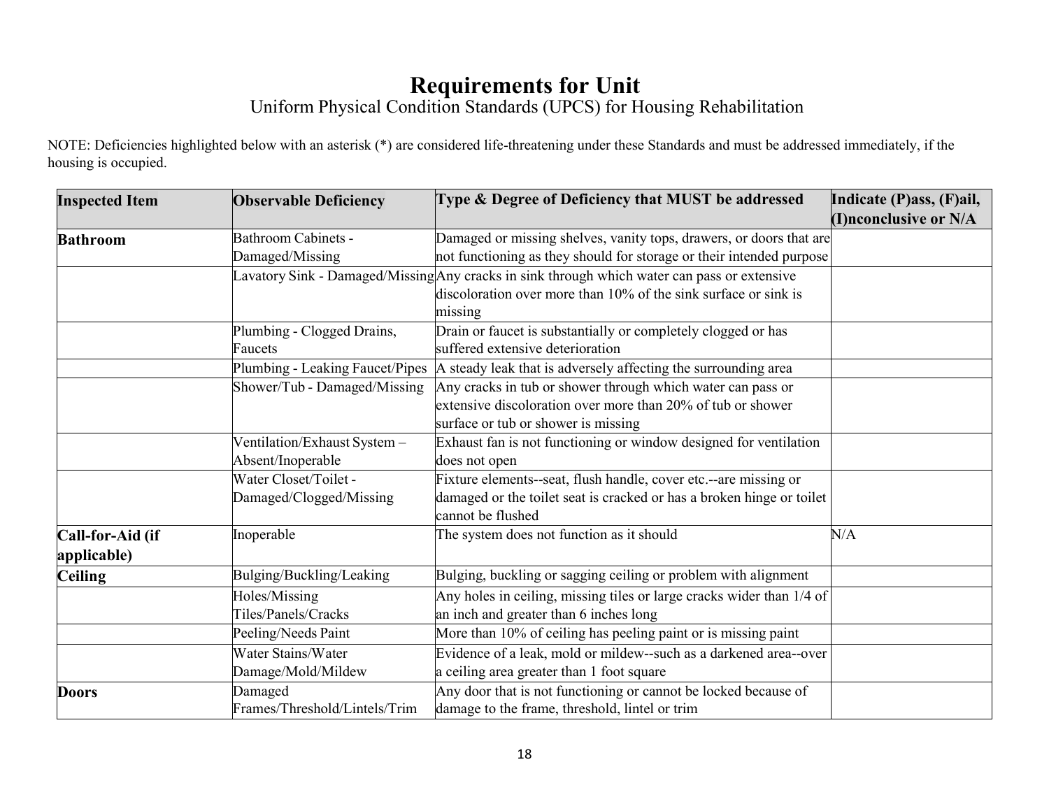# Requirements for Unit

## Uniform Physical Condition Standards (UPCS) for Housing Rehabilitation

NOTE: Deficiencies highlighted below with an asterisk (*) are considered life-threatening under these Standards and must be addressed immediately, if the housing is occupied.

| Inspected Item | Observable Deficiency | Type & Degree of Deficiency that MUST be addressed | Indicate (P)ass, (F)ail, (I)nconclusive or N/A |
|---|---|---|---|
| **Bathroom** | Bathroom Cabinets - Damaged/Missing | Damaged or missing shelves, vanity tops, drawers, or doors that are not functioning as they should for storage or their intended purpose | |
| | Lavatory Sink - Damaged/Missing | Any cracks in sink through which water can pass or extensive discoloration over more than 10% of the sink surface or sink is missing | |
| | Plumbing - Clogged Drains, Faucets | Drain or faucet is substantially or completely clogged or has suffered extensive deterioration | |
| | Plumbing - Leaking Faucet/Pipes | A steady leak that is adversely affecting the surrounding area | |
| | Shower/Tub - Damaged/Missing | Any cracks in tub or shower through which water can pass or extensive discoloration over more than 20% of tub or shower surface or tub or shower is missing | |
| | Ventilation/Exhaust System – Absent/Inoperable | Exhaust fan is not functioning or window designed for ventilation does not open | |
| | Water Closet/Toilet - Damaged/Clogged/Missing | Fixture elements--seat, flush handle, cover etc.--are missing or damaged or the toilet seat is cracked or has a broken hinge or toilet cannot be flushed | |
| **Call-for-Aid (if applicable)** | Inoperable | The system does not function as it should | N/A |
| **Ceiling** | Bulging/Buckling/Leaking | Bulging, buckling or sagging ceiling or problem with alignment | |
| | Holes/Missing Tiles/Panels/Cracks | Any holes in ceiling, missing tiles or large cracks wider than 1/4 of an inch and greater than 6 inches long | |
| | Peeling/Needs Paint | More than 10% of ceiling has peeling paint or is missing paint | |
| | Water Stains/Water Damage/Mold/Mildew | Evidence of a leak, mold or mildew--such as a darkened area--over a ceiling area greater than 1 foot square | |
| **Doors** | Damaged Frames/Threshold/Lintels/Trim | Any door that is not functioning or cannot be locked because of damage to the frame, threshold, lintel or trim | |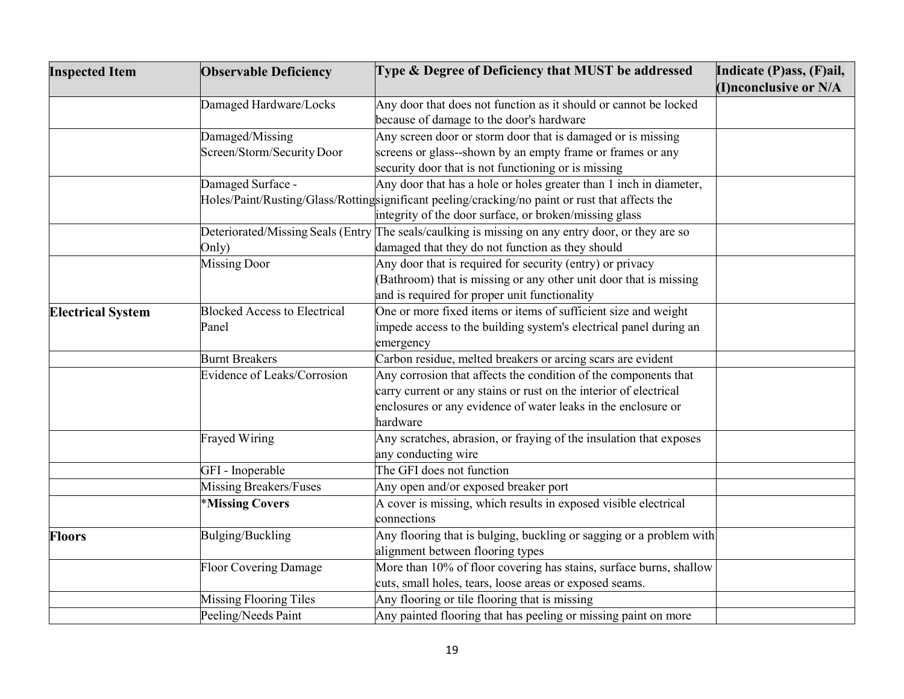| Inspected Item | Observable Deficiency | Type & Degree of Deficiency that MUST be addressed | Indicate (P)ass, (F)ail, (I)nconclusive or N/A |
|---|---|---|---|
| | Damaged Hardware/Locks | Any door that does not function as it should or cannot be locked because of damage to the door's hardware | |
| | Damaged/Missing Screen/Storm/Security Door | Any screen door or storm door that is damaged or is missing screens or glass--shown by an empty frame or frames or any security door that is not functioning or is missing | |
| | Damaged Surface - Holes/Paint/Rusting/Glass/Rotting | Any door that has a hole or holes greater than 1 inch in diameter, significant peeling/cracking/no paint or rust that affects the integrity of the door surface, or broken/missing glass | |
| | Deteriorated/Missing Seals (Entry Only) | The seals/caulking is missing on any entry door, or they are so damaged that they do not function as they should | |
| | Missing Door | Any door that is required for security (entry) or privacy (Bathroom) that is missing or any other unit door that is missing and is required for proper unit functionality | |
| **Electrical System** | Blocked Access to Electrical Panel | One or more fixed items or items of sufficient size and weight impede access to the building system's electrical panel during an emergency | |
| | Burnt Breakers | Carbon residue, melted breakers or arcing scars are evident | |
| | Evidence of Leaks/Corrosion | Any corrosion that affects the condition of the components that carry current or any stains or rust on the interior of electrical enclosures or any evidence of water leaks in the enclosure or hardware | |
| | Frayed Wiring | Any scratches, abrasion, or fraying of the insulation that exposes any conducting wire | |
| | GFI - Inoperable | The GFI does not function | |
| | Missing Breakers/Fuses | Any open and/or exposed breaker port | |
| | *__Missing Covers__ | A cover is missing, which results in exposed visible electrical connections | |
| **Floors** | Bulging/Buckling | Any flooring that is bulging, buckling or sagging or a problem with alignment between flooring types | |
| | Floor Covering Damage | More than 10% of floor covering has stains, surface burns, shallow cuts, small holes, tears, loose areas or exposed seams. | |
| | Missing Flooring Tiles | Any flooring or tile flooring that is missing | |
| | Peeling/Needs Paint | Any painted flooring that has peeling or missing paint on more | |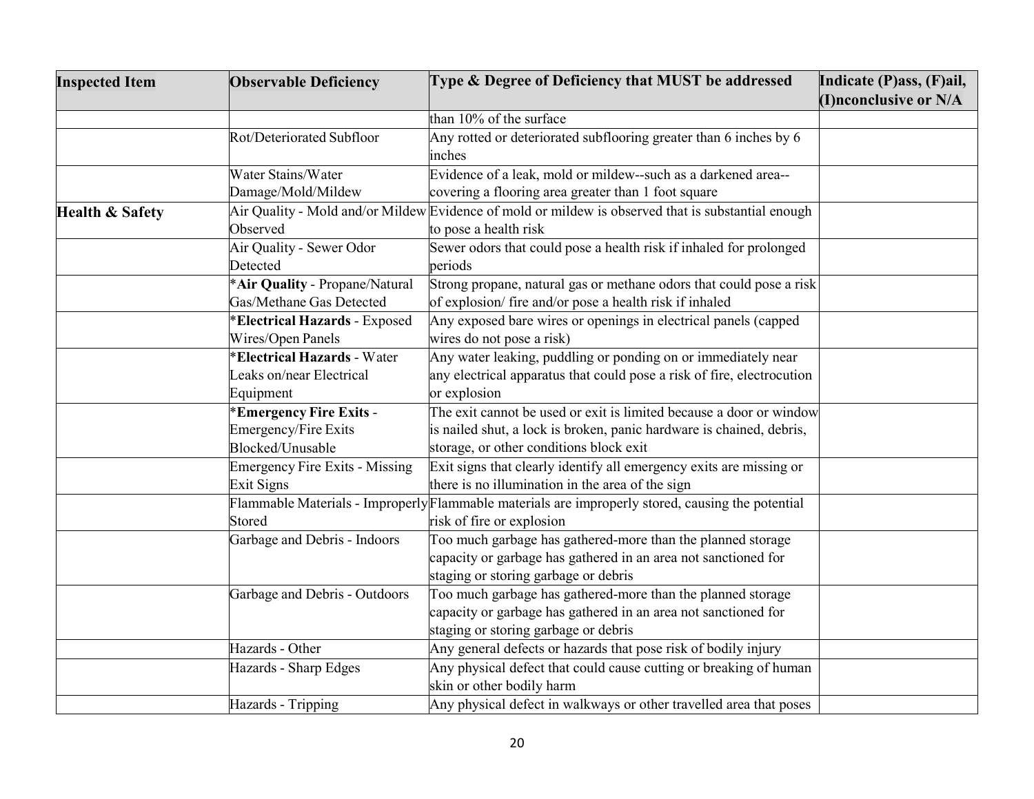| Inspected Item | Observable Deficiency | Type & Degree of Deficiency that MUST be addressed | Indicate (P)ass, (F)ail, (I)nconclusive or N/A |
|---|---|---|---|
| | | than 10% of the surface | |
| | Rot/Deteriorated Subfloor | Any rotted or deteriorated subflooring greater than 6 inches by 6 inches | |
| | Water Stains/Water Damage/Mold/Mildew | Evidence of a leak, mold or mildew--such as a darkened area--covering a flooring area greater than 1 foot square | |
| **Health & Safety** | Air Quality - Mold and/or Mildew Observed | Evidence of mold or mildew is observed that is substantial enough to pose a health risk | |
| | Air Quality - Sewer Odor Detected | Sewer odors that could pose a health risk if inhaled for prolonged periods | |
| | ***Air Quality** - Propane/Natural Gas/Methane Gas Detected | Strong propane, natural gas or methane odors that could pose a risk of explosion/ fire and/or pose a health risk if inhaled | |
| | ***Electrical Hazards** - Exposed Wires/Open Panels | Any exposed bare wires or openings in electrical panels (capped wires do not pose a risk) | |
| | ***Electrical Hazards** - Water Leaks on/near Electrical Equipment | Any water leaking, puddling or ponding on or immediately near any electrical apparatus that could pose a risk of fire, electrocution or explosion | |
| | ***Emergency Fire Exits** - Emergency/Fire Exits Blocked/Unusable | The exit cannot be used or exit is limited because a door or window is nailed shut, a lock is broken, panic hardware is chained, debris, storage, or other conditions block exit | |
| | Emergency Fire Exits - Missing Exit Signs | Exit signs that clearly identify all emergency exits are missing or there is no illumination in the area of the sign | |
| | Flammable Materials - Improperly Stored | Flammable materials are improperly stored, causing the potential risk of fire or explosion | |
| | Garbage and Debris - Indoors | Too much garbage has gathered-more than the planned storage capacity or garbage has gathered in an area not sanctioned for staging or storing garbage or debris | |
| | Garbage and Debris - Outdoors | Too much garbage has gathered-more than the planned storage capacity or garbage has gathered in an area not sanctioned for staging or storing garbage or debris | |
| | Hazards - Other | Any general defects or hazards that pose risk of bodily injury | |
| | Hazards - Sharp Edges | Any physical defect that could cause cutting or breaking of human skin or other bodily harm | |
| | Hazards - Tripping | Any physical defect in walkways or other travelled area that poses | |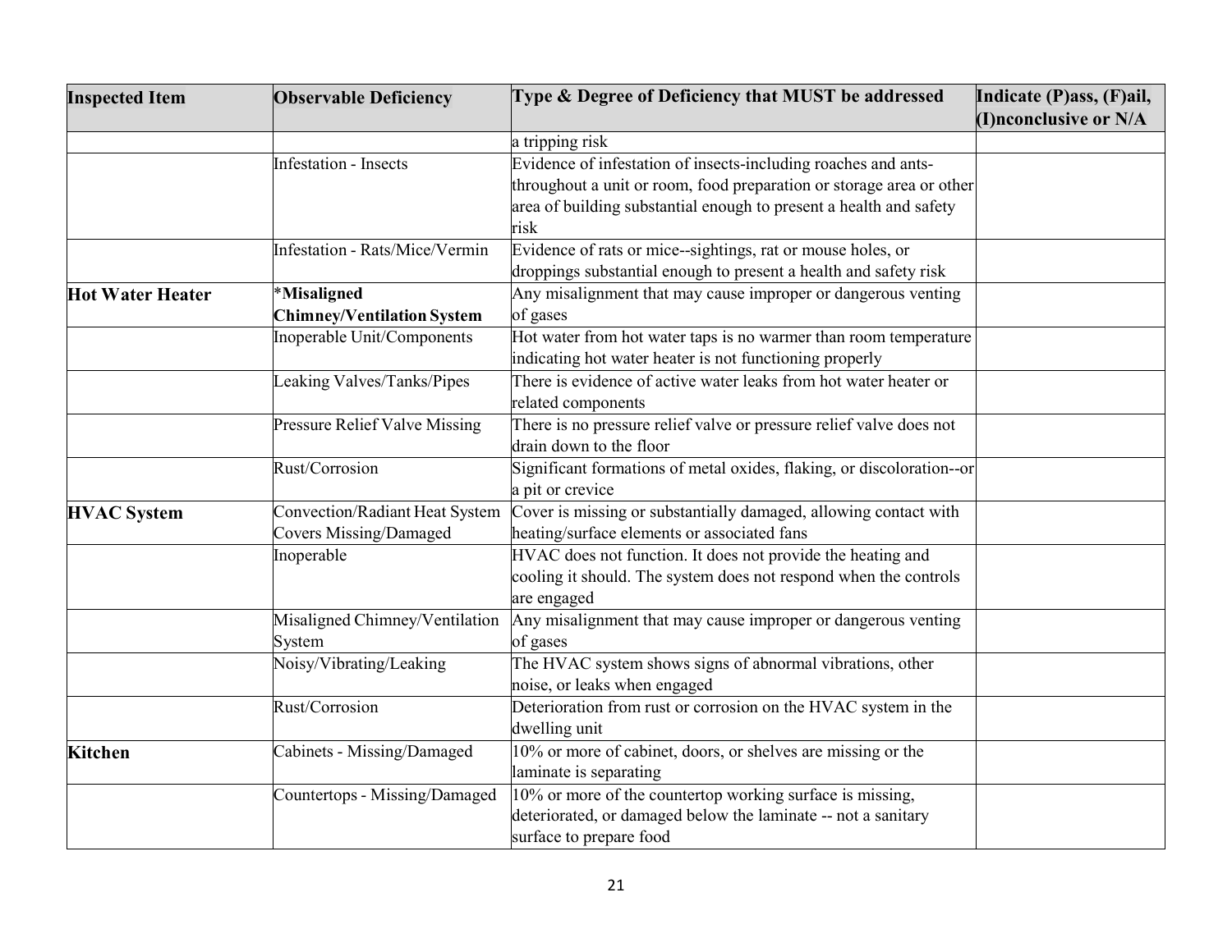| Inspected Item | Observable Deficiency | Type & Degree of Deficiency that MUST be addressed | Indicate (P)ass, (F)ail, (I)nconclusive or N/A |
|---|---|---|---|
| | | a tripping risk | |
| | Infestation - Insects | Evidence of infestation of insects-including roaches and ants-throughout a unit or room, food preparation or storage area or other area of building substantial enough to present a health and safety risk | |
| | Infestation - Rats/Mice/Vermin | Evidence of rats or mice--sightings, rat or mouse holes, or droppings substantial enough to present a health and safety risk | |
| **Hot Water Heater** | ***Misaligned Chimney/Ventilation System** | Any misalignment that may cause improper or dangerous venting of gases | |
| | Inoperable Unit/Components | Hot water from hot water taps is no warmer than room temperature indicating hot water heater is not functioning properly | |
| | Leaking Valves/Tanks/Pipes | There is evidence of active water leaks from hot water heater or related components | |
| | Pressure Relief Valve Missing | There is no pressure relief valve or pressure relief valve does not drain down to the floor | |
| | Rust/Corrosion | Significant formations of metal oxides, flaking, or discoloration--or a pit or crevice | |
| **HVAC System** | Convection/Radiant Heat System Covers Missing/Damaged | Cover is missing or substantially damaged, allowing contact with heating/surface elements or associated fans | |
| | Inoperable | HVAC does not function. It does not provide the heating and cooling it should. The system does not respond when the controls are engaged | |
| | Misaligned Chimney/Ventilation System | Any misalignment that may cause improper or dangerous venting of gases | |
| | Noisy/Vibrating/Leaking | The HVAC system shows signs of abnormal vibrations, other noise, or leaks when engaged | |
| | Rust/Corrosion | Deterioration from rust or corrosion on the HVAC system in the dwelling unit | |
| **Kitchen** | Cabinets - Missing/Damaged | 10% or more of cabinet, doors, or shelves are missing or the laminate is separating | |
| | Countertops - Missing/Damaged | 10% or more of the countertop working surface is missing, deteriorated, or damaged below the laminate -- not a sanitary surface to prepare food | |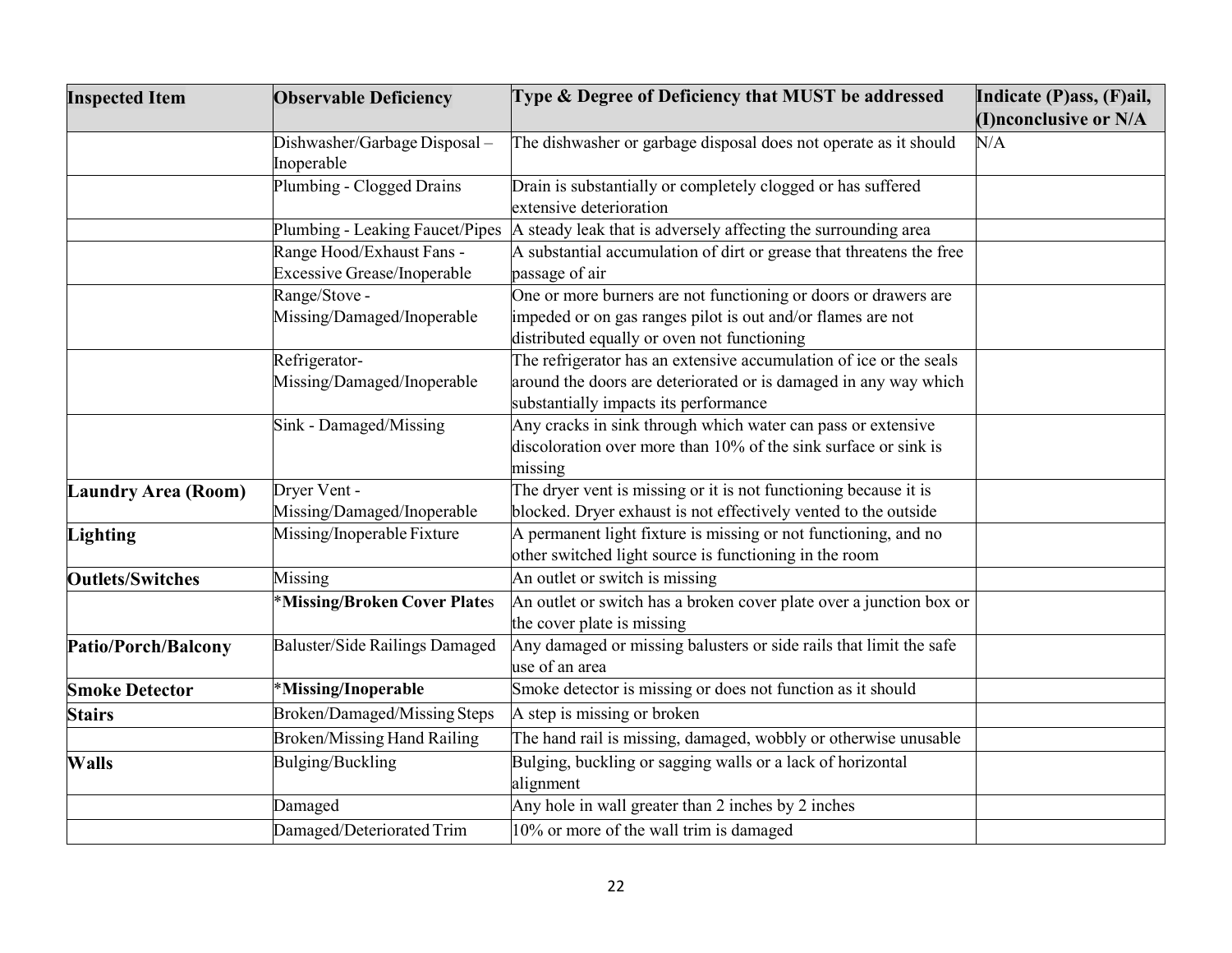| **Inspected Item** | **Observable Deficiency** | **Type & Degree of Deficiency that MUST be addressed** | **Indicate (P)ass, (F)ail, (I)nconclusive or N/A** |
|---|---|---|---|
| | Dishwasher/Garbage Disposal – Inoperable | The dishwasher or garbage disposal does not operate as it should | N/A |
| | Plumbing - Clogged Drains | Drain is substantially or completely clogged or has suffered extensive deterioration | |
| | Plumbing - Leaking Faucet/Pipes | A steady leak that is adversely affecting the surrounding area | |
| | Range Hood/Exhaust Fans - Excessive Grease/Inoperable | A substantial accumulation of dirt or grease that threatens the free passage of air | |
| | Range/Stove - Missing/Damaged/Inoperable | One or more burners are not functioning or doors or drawers are impeded or on gas ranges pilot is out and/or flames are not distributed equally or oven not functioning | |
| | Refrigerator- Missing/Damaged/Inoperable | The refrigerator has an extensive accumulation of ice or the seals around the doors are deteriorated or is damaged in any way which substantially impacts its performance | |
| | Sink - Damaged/Missing | Any cracks in sink through which water can pass or extensive discoloration over more than 10% of the sink surface or sink is missing | |
| **Laundry Area (Room)** | Dryer Vent - Missing/Damaged/Inoperable | The dryer vent is missing or it is not functioning because it is blocked. Dryer exhaust is not effectively vented to the outside | |
| **Lighting** | Missing/Inoperable Fixture | A permanent light fixture is missing or not functioning, and no other switched light source is functioning in the room | |
| **Outlets/Switches** | Missing | An outlet or switch is missing | |
| | *__Missing/Broken Cover Plate__s | An outlet or switch has a broken cover plate over a junction box or the cover plate is missing | |
| **Patio/Porch/Balcony** | Baluster/Side Railings Damaged | Any damaged or missing balusters or side rails that limit the safe use of an area | |
| **Smoke Detector** | ***Missing/Inoperable** | Smoke detector is missing or does not function as it should | |
| **Stairs** | Broken/Damaged/Missing Steps | A step is missing or broken | |
| | Broken/Missing Hand Railing | The hand rail is missing, damaged, wobbly or otherwise unusable | |
| **Walls** | Bulging/Buckling | Bulging, buckling or sagging walls or a lack of horizontal alignment | |
| | Damaged | Any hole in wall greater than 2 inches by 2 inches | |
| | Damaged/Deteriorated Trim | 10% or more of the wall trim is damaged | |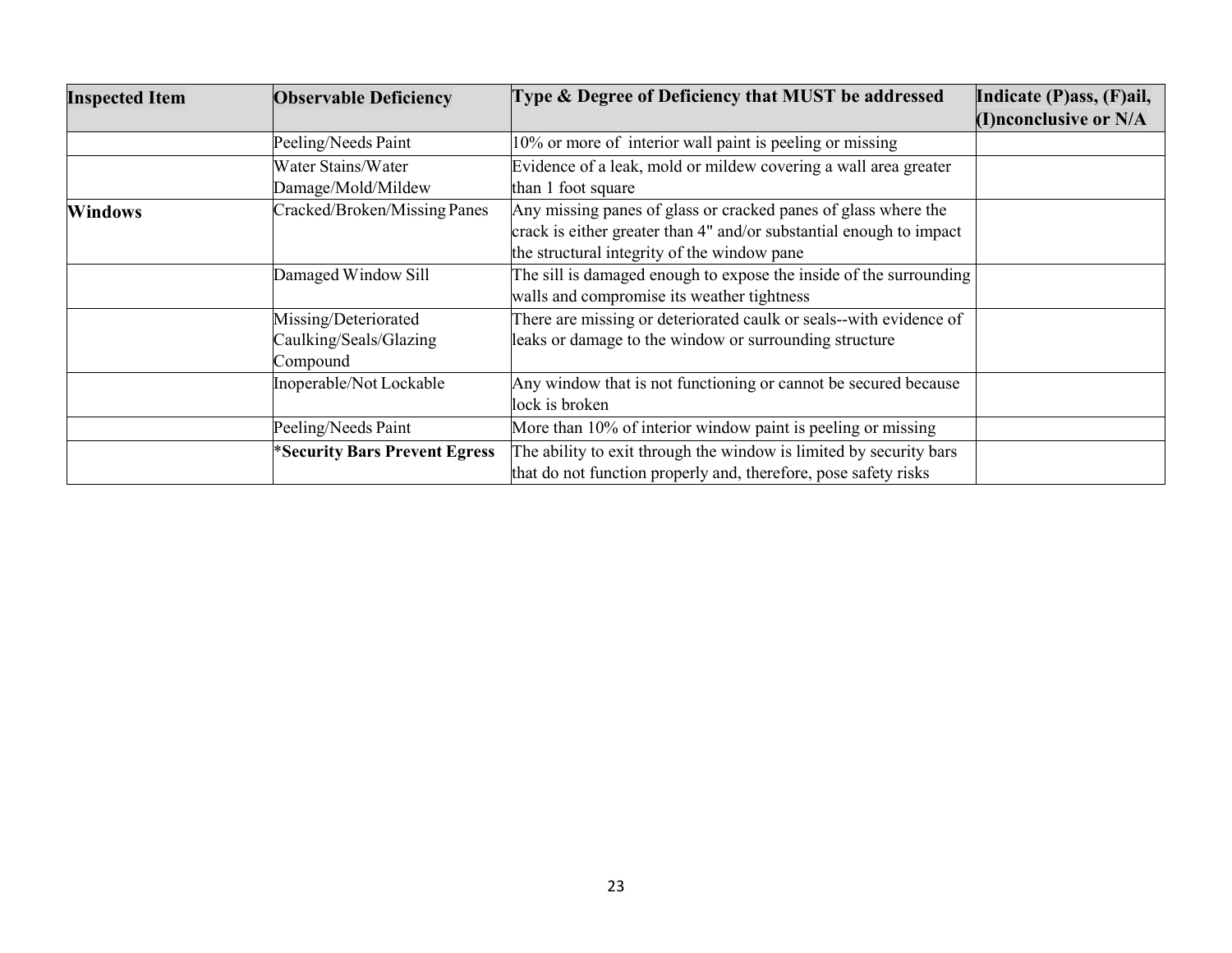| Inspected Item | Observable Deficiency | Type & Degree of Deficiency that MUST be addressed | Indicate (P)ass, (F)ail, (I)nconclusive or N/A |
|---|---|---|---|
| | Peeling/Needs Paint | 10% or more of interior wall paint is peeling or missing | |
| | Water Stains/Water Damage/Mold/Mildew | Evidence of a leak, mold or mildew covering a wall area greater than 1 foot square | |
| **Windows** | Cracked/Broken/Missing Panes | Any missing panes of glass or cracked panes of glass where the crack is either greater than 4" and/or substantial enough to impact the structural integrity of the window pane | |
| | Damaged Window Sill | The sill is damaged enough to expose the inside of the surrounding walls and compromise its weather tightness | |
| | Missing/Deteriorated Caulking/Seals/Glazing Compound | There are missing or deteriorated caulk or seals--with evidence of leaks or damage to the window or surrounding structure | |
| | Inoperable/Not Lockable | Any window that is not functioning or cannot be secured because lock is broken | |
| | Peeling/Needs Paint | More than 10% of interior window paint is peeling or missing | |
| | ***Security Bars Prevent Egress** | The ability to exit through the window is limited by security bars that do not function properly and, therefore, pose safety risks | |